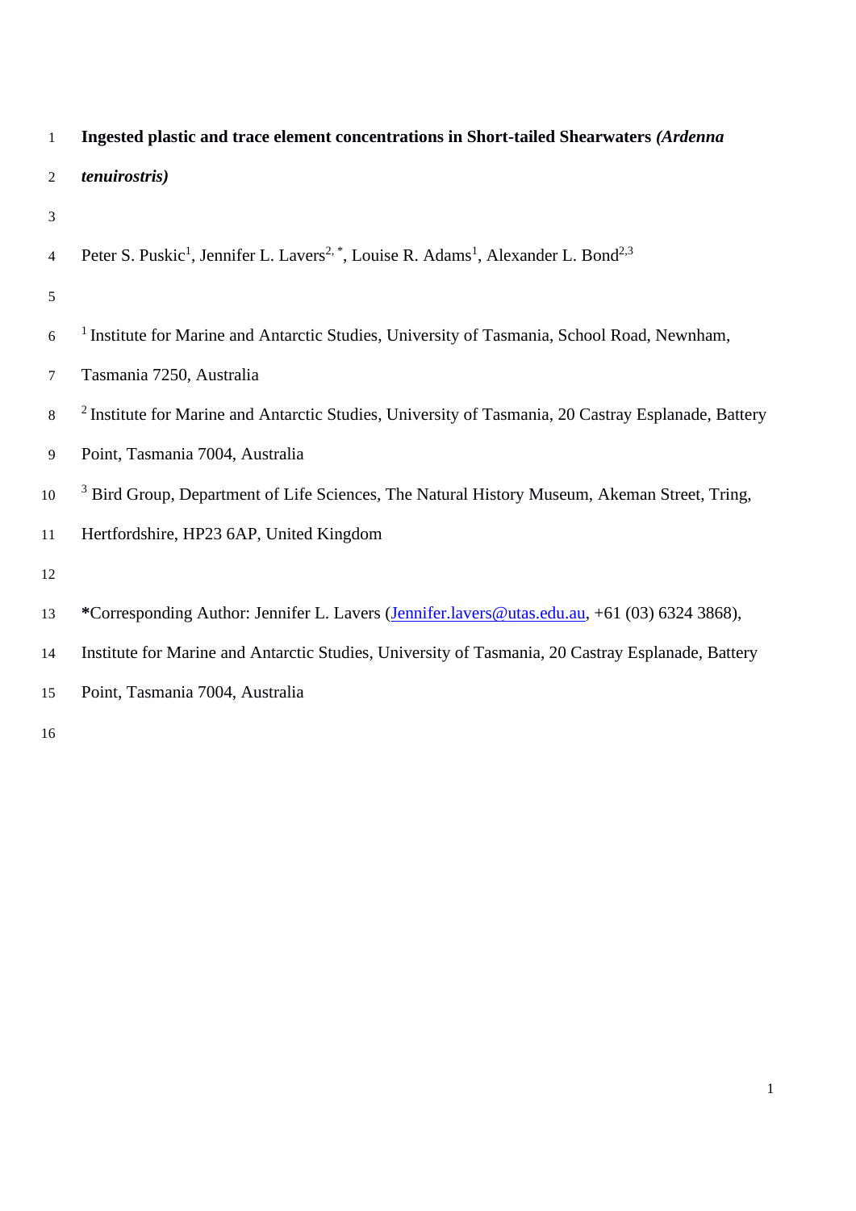# Ingested plastic and trace element concentrations in Short-tailed Shearwaters *(Ardenna tenuirostris)*

Peter S. Puskic[1], Jennifer L. Lavers[2,*], Louise R. Adams[1], Alexander L. Bond[2,3]

[1] Institute for Marine and Antarctic Studies, University of Tasmania, School Road, Newnham, Tasmania 7250, Australia

[2] Institute for Marine and Antarctic Studies, University of Tasmania, 20 Castray Esplanade, Battery Point, Tasmania 7004, Australia

[3] Bird Group, Department of Life Sciences, The Natural History Museum, Akeman Street, Tring, Hertfordshire, HP23 6AP, United Kingdom

**\***Corresponding Author: Jennifer L. Lavers (Jennifer.lavers@utas.edu.au, +61 (03) 6324 3868), Institute for Marine and Antarctic Studies, University of Tasmania, 20 Castray Esplanade, Battery Point, Tasmania 7004, Australia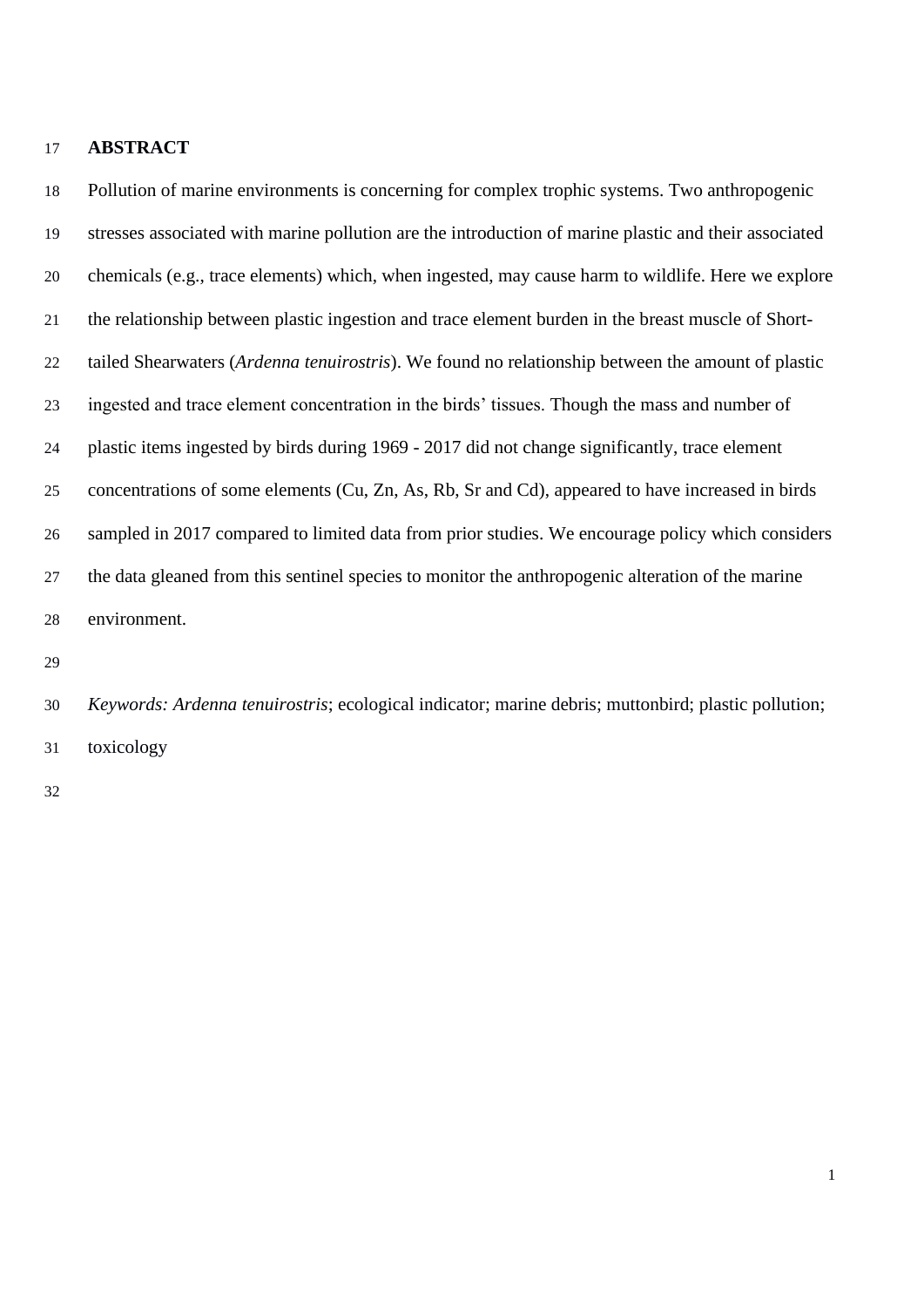## ABSTRACT

Pollution of marine environments is concerning for complex trophic systems. Two anthropogenic stresses associated with marine pollution are the introduction of marine plastic and their associated chemicals (e.g., trace elements) which, when ingested, may cause harm to wildlife. Here we explore the relationship between plastic ingestion and trace element burden in the breast muscle of Short-tailed Shearwaters (*Ardenna tenuirostris*). We found no relationship between the amount of plastic ingested and trace element concentration in the birds' tissues. Though the mass and number of plastic items ingested by birds during 1969 - 2017 did not change significantly, trace element concentrations of some elements (Cu, Zn, As, Rb, Sr and Cd), appeared to have increased in birds sampled in 2017 compared to limited data from prior studies. We encourage policy which considers the data gleaned from this sentinel species to monitor the anthropogenic alteration of the marine environment.

*Keywords: Ardenna tenuirostris*; ecological indicator; marine debris; muttonbird; plastic pollution; toxicology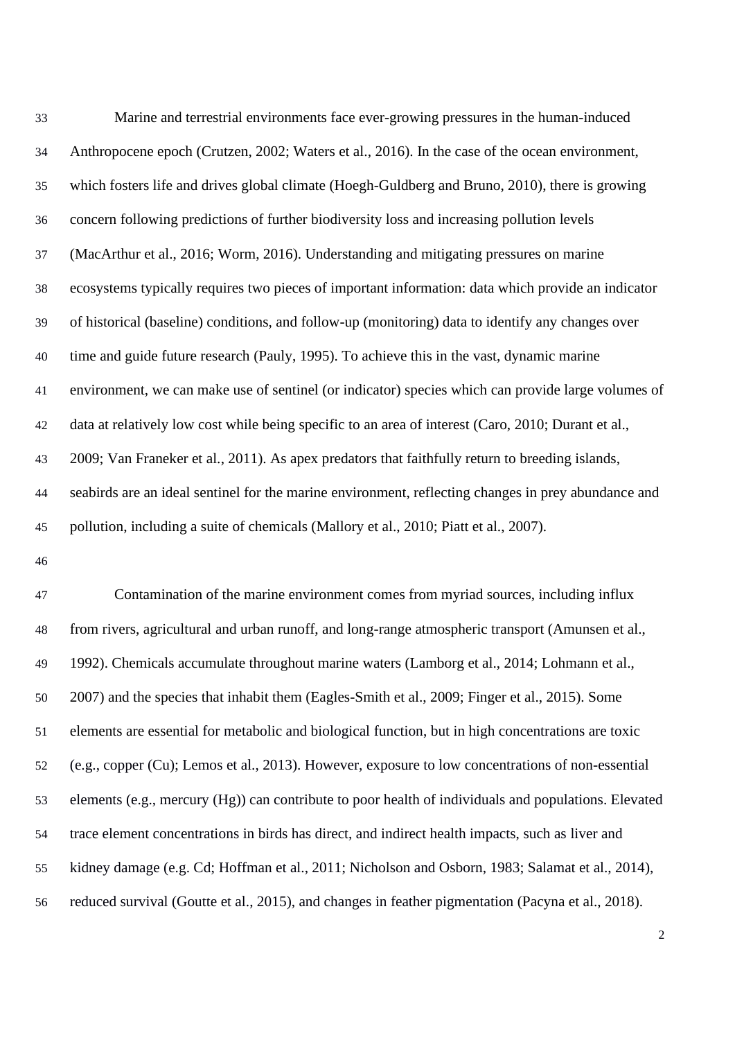Marine and terrestrial environments face ever-growing pressures in the human-induced Anthropocene epoch (Crutzen, 2002; Waters et al., 2016). In the case of the ocean environment, which fosters life and drives global climate (Hoegh-Guldberg and Bruno, 2010), there is growing concern following predictions of further biodiversity loss and increasing pollution levels (MacArthur et al., 2016; Worm, 2016). Understanding and mitigating pressures on marine ecosystems typically requires two pieces of important information: data which provide an indicator of historical (baseline) conditions, and follow-up (monitoring) data to identify any changes over time and guide future research (Pauly, 1995). To achieve this in the vast, dynamic marine environment, we can make use of sentinel (or indicator) species which can provide large volumes of data at relatively low cost while being specific to an area of interest (Caro, 2010; Durant et al., 2009; Van Franeker et al., 2011). As apex predators that faithfully return to breeding islands, seabirds are an ideal sentinel for the marine environment, reflecting changes in prey abundance and pollution, including a suite of chemicals (Mallory et al., 2010; Piatt et al., 2007).

Contamination of the marine environment comes from myriad sources, including influx from rivers, agricultural and urban runoff, and long-range atmospheric transport (Amunsen et al., 1992). Chemicals accumulate throughout marine waters (Lamborg et al., 2014; Lohmann et al., 2007) and the species that inhabit them (Eagles-Smith et al., 2009; Finger et al., 2015). Some elements are essential for metabolic and biological function, but in high concentrations are toxic (e.g., copper (Cu); Lemos et al., 2013). However, exposure to low concentrations of non-essential elements (e.g., mercury (Hg)) can contribute to poor health of individuals and populations. Elevated trace element concentrations in birds has direct, and indirect health impacts, such as liver and kidney damage (e.g. Cd; Hoffman et al., 2011; Nicholson and Osborn, 1983; Salamat et al., 2014), reduced survival (Goutte et al., 2015), and changes in feather pigmentation (Pacyna et al., 2018).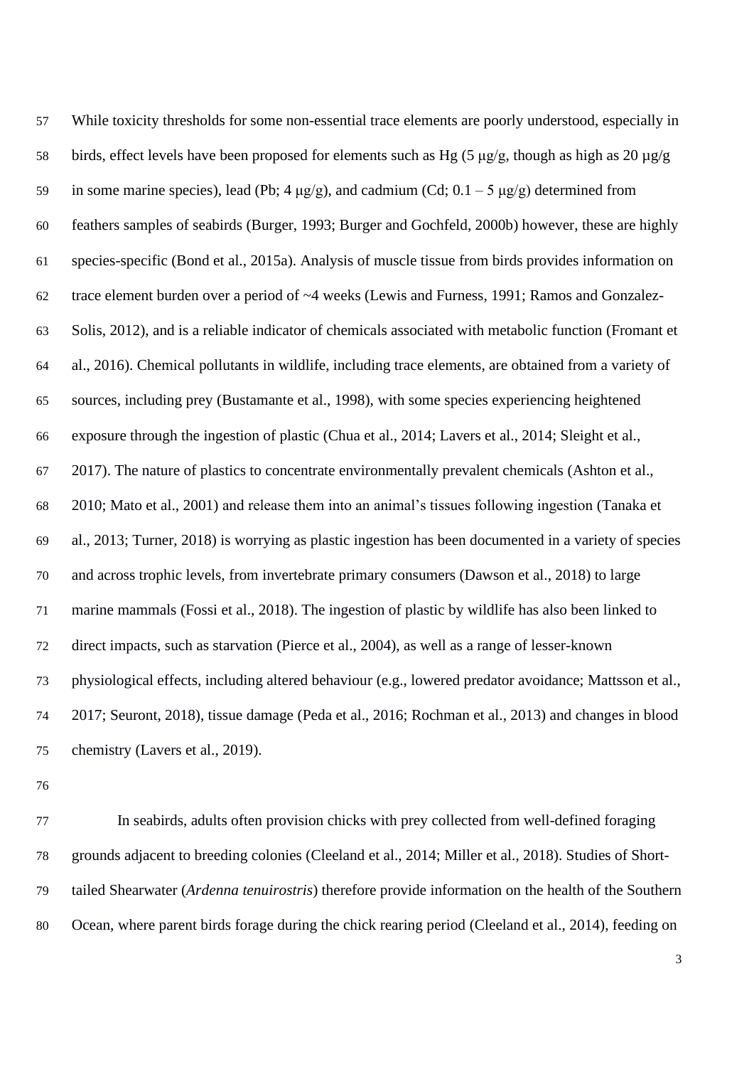While toxicity thresholds for some non-essential trace elements are poorly understood, especially in birds, effect levels have been proposed for elements such as Hg (5 μg/g, though as high as 20 μg/g in some marine species), lead (Pb; 4 μg/g), and cadmium (Cd; 0.1 – 5 μg/g) determined from feathers samples of seabirds (Burger, 1993; Burger and Gochfeld, 2000b) however, these are highly species-specific (Bond et al., 2015a). Analysis of muscle tissue from birds provides information on trace element burden over a period of ~4 weeks (Lewis and Furness, 1991; Ramos and Gonzalez-Solis, 2012), and is a reliable indicator of chemicals associated with metabolic function (Fromant et al., 2016). Chemical pollutants in wildlife, including trace elements, are obtained from a variety of sources, including prey (Bustamante et al., 1998), with some species experiencing heightened exposure through the ingestion of plastic (Chua et al., 2014; Lavers et al., 2014; Sleight et al., 2017). The nature of plastics to concentrate environmentally prevalent chemicals (Ashton et al., 2010; Mato et al., 2001) and release them into an animal's tissues following ingestion (Tanaka et al., 2013; Turner, 2018) is worrying as plastic ingestion has been documented in a variety of species and across trophic levels, from invertebrate primary consumers (Dawson et al., 2018) to large marine mammals (Fossi et al., 2018). The ingestion of plastic by wildlife has also been linked to direct impacts, such as starvation (Pierce et al., 2004), as well as a range of lesser-known physiological effects, including altered behaviour (e.g., lowered predator avoidance; Mattsson et al., 2017; Seuront, 2018), tissue damage (Peda et al., 2016; Rochman et al., 2013) and changes in blood chemistry (Lavers et al., 2019).

In seabirds, adults often provision chicks with prey collected from well-defined foraging grounds adjacent to breeding colonies (Cleeland et al., 2014; Miller et al., 2018). Studies of Short-tailed Shearwater (*Ardenna tenuirostris*) therefore provide information on the health of the Southern Ocean, where parent birds forage during the chick rearing period (Cleeland et al., 2014), feeding on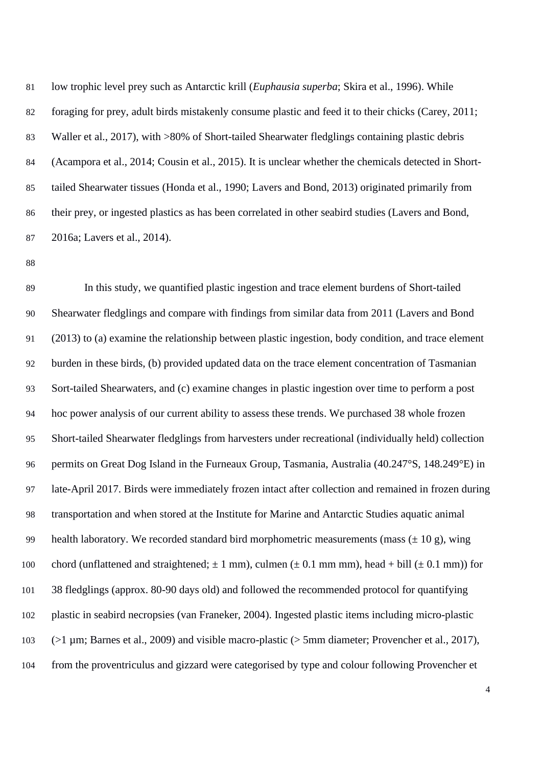low trophic level prey such as Antarctic krill (*Euphausia superba*; Skira et al., 1996). While foraging for prey, adult birds mistakenly consume plastic and feed it to their chicks (Carey, 2011; Waller et al., 2017), with >80% of Short-tailed Shearwater fledglings containing plastic debris (Acampora et al., 2014; Cousin et al., 2015). It is unclear whether the chemicals detected in Short-tailed Shearwater tissues (Honda et al., 1990; Lavers and Bond, 2013) originated primarily from their prey, or ingested plastics as has been correlated in other seabird studies (Lavers and Bond, 2016a; Lavers et al., 2014).

In this study, we quantified plastic ingestion and trace element burdens of Short-tailed Shearwater fledglings and compare with findings from similar data from 2011 (Lavers and Bond (2013) to (a) examine the relationship between plastic ingestion, body condition, and trace element burden in these birds, (b) provided updated data on the trace element concentration of Tasmanian Sort-tailed Shearwaters, and (c) examine changes in plastic ingestion over time to perform a post hoc power analysis of our current ability to assess these trends. We purchased 38 whole frozen Short-tailed Shearwater fledglings from harvesters under recreational (individually held) collection permits on Great Dog Island in the Furneaux Group, Tasmania, Australia (40.247°S, 148.249°E) in late-April 2017. Birds were immediately frozen intact after collection and remained in frozen during transportation and when stored at the Institute for Marine and Antarctic Studies aquatic animal health laboratory. We recorded standard bird morphometric measurements (mass (± 10 g), wing chord (unflattened and straightened; ± 1 mm), culmen (± 0.1 mm mm), head + bill (± 0.1 mm)) for 38 fledglings (approx. 80-90 days old) and followed the recommended protocol for quantifying plastic in seabird necropsies (van Franeker, 2004). Ingested plastic items including micro-plastic (>1 µm; Barnes et al., 2009) and visible macro-plastic (> 5mm diameter; Provencher et al., 2017), from the proventriculus and gizzard were categorised by type and colour following Provencher et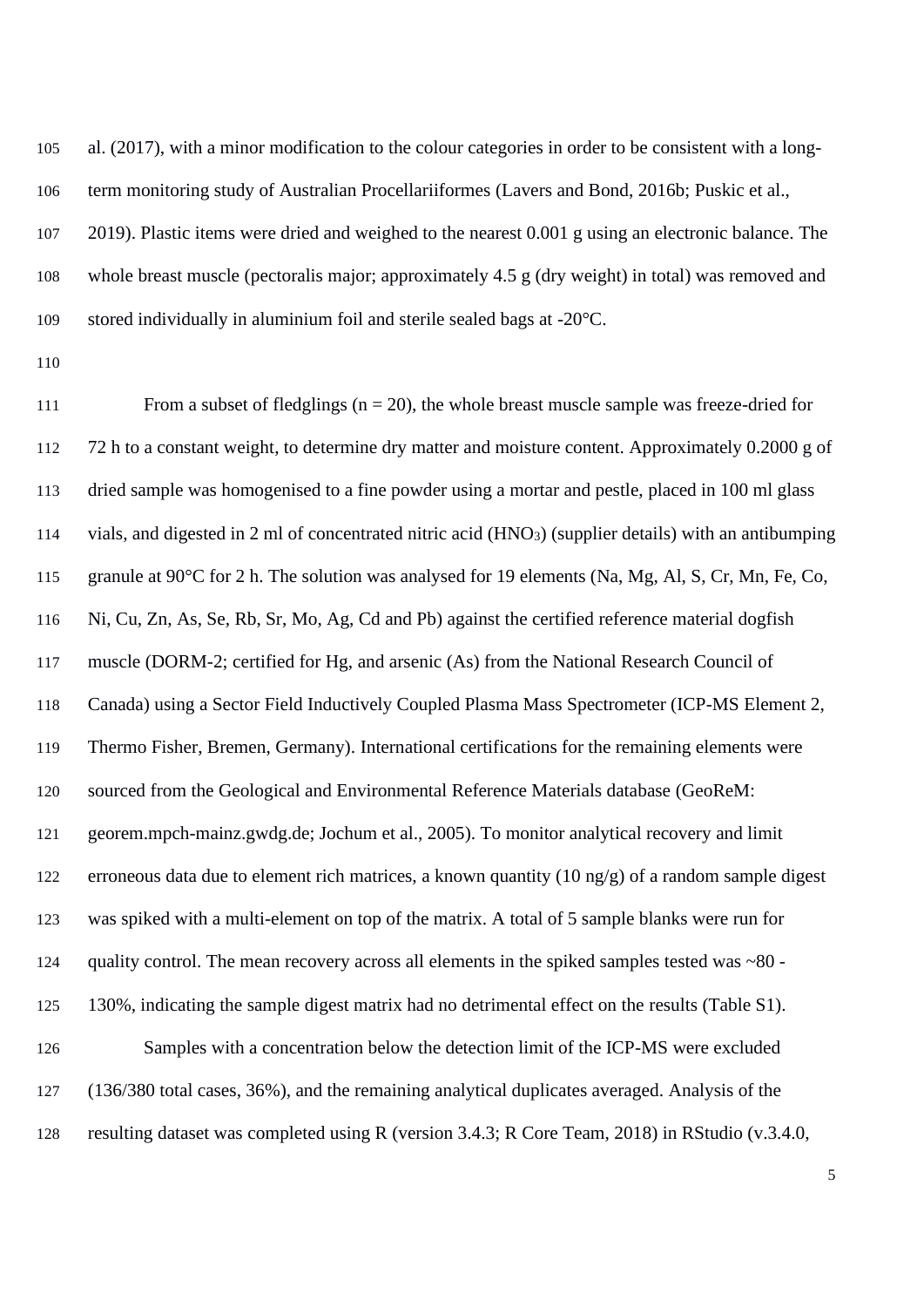al. (2017), with a minor modification to the colour categories in order to be consistent with a long-term monitoring study of Australian Procellariiformes (Lavers and Bond, 2016b; Puskic et al., 2019). Plastic items were dried and weighed to the nearest 0.001 g using an electronic balance. The whole breast muscle (pectoralis major; approximately 4.5 g (dry weight) in total) was removed and stored individually in aluminium foil and sterile sealed bags at -20°C.

From a subset of fledglings (n = 20), the whole breast muscle sample was freeze-dried for 72 h to a constant weight, to determine dry matter and moisture content. Approximately 0.2000 g of dried sample was homogenised to a fine powder using a mortar and pestle, placed in 100 ml glass vials, and digested in 2 ml of concentrated nitric acid ($HNO_3$) (supplier details) with an antibumping granule at 90°C for 2 h. The solution was analysed for 19 elements (Na, Mg, Al, S, Cr, Mn, Fe, Co, Ni, Cu, Zn, As, Se, Rb, Sr, Mo, Ag, Cd and Pb) against the certified reference material dogfish muscle (DORM-2; certified for Hg, and arsenic (As) from the National Research Council of Canada) using a Sector Field Inductively Coupled Plasma Mass Spectrometer (ICP-MS Element 2, Thermo Fisher, Bremen, Germany). International certifications for the remaining elements were sourced from the Geological and Environmental Reference Materials database (GeoReM: georem.mpch-mainz.gwdg.de; Jochum et al., 2005). To monitor analytical recovery and limit erroneous data due to element rich matrices, a known quantity (10 ng/g) of a random sample digest was spiked with a multi-element on top of the matrix. A total of 5 sample blanks were run for quality control. The mean recovery across all elements in the spiked samples tested was ~80 - 130%, indicating the sample digest matrix had no detrimental effect on the results (Table S1).

Samples with a concentration below the detection limit of the ICP-MS were excluded (136/380 total cases, 36%), and the remaining analytical duplicates averaged. Analysis of the resulting dataset was completed using R (version 3.4.3; R Core Team, 2018) in RStudio (v.3.4.0,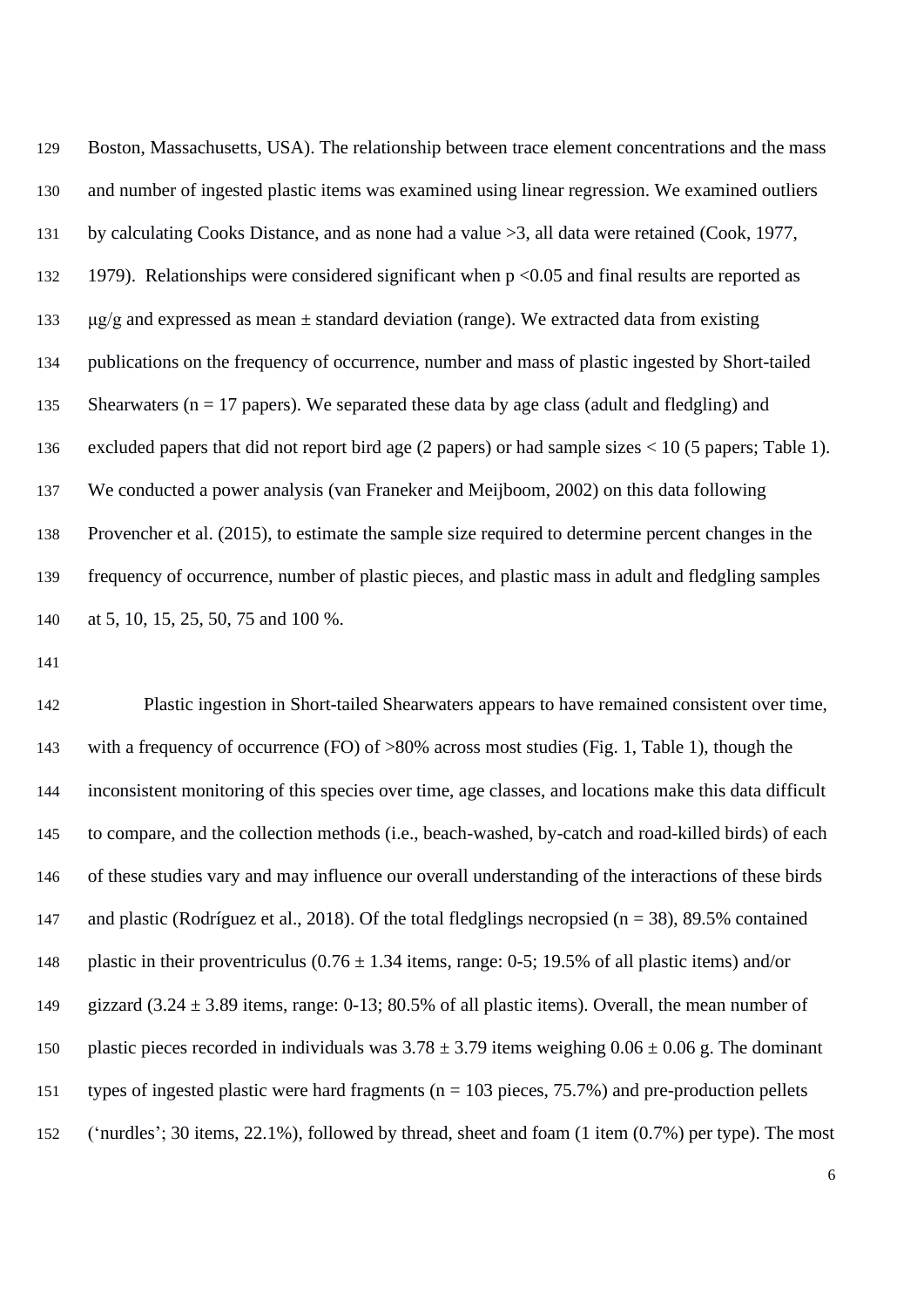Boston, Massachusetts, USA). The relationship between trace element concentrations and the mass and number of ingested plastic items was examined using linear regression. We examined outliers by calculating Cooks Distance, and as none had a value >3, all data were retained (Cook, 1977, 1979). Relationships were considered significant when $p < 0.05$ and final results are reported as µg/g and expressed as mean ± standard deviation (range). We extracted data from existing publications on the frequency of occurrence, number and mass of plastic ingested by Short-tailed Shearwaters (n = 17 papers). We separated these data by age class (adult and fledgling) and excluded papers that did not report bird age (2 papers) or had sample sizes < 10 (5 papers; Table 1). We conducted a power analysis (van Franeker and Meijboom, 2002) on this data following Provencher et al. (2015), to estimate the sample size required to determine percent changes in the frequency of occurrence, number of plastic pieces, and plastic mass in adult and fledgling samples at 5, 10, 15, 25, 50, 75 and 100 %.

Plastic ingestion in Short-tailed Shearwaters appears to have remained consistent over time, with a frequency of occurrence (FO) of >80% across most studies (Fig. 1, Table 1), though the inconsistent monitoring of this species over time, age classes, and locations make this data difficult to compare, and the collection methods (i.e., beach-washed, by-catch and road-killed birds) of each of these studies vary and may influence our overall understanding of the interactions of these birds and plastic (Rodríguez et al., 2018). Of the total fledglings necropsied (n = 38), 89.5% contained plastic in their proventriculus (0.76 ± 1.34 items, range: 0-5; 19.5% of all plastic items) and/or gizzard (3.24 ± 3.89 items, range: 0-13; 80.5% of all plastic items). Overall, the mean number of plastic pieces recorded in individuals was 3.78 ± 3.79 items weighing 0.06 ± 0.06 g. The dominant types of ingested plastic were hard fragments (n = 103 pieces, 75.7%) and pre-production pellets ('nurdles'; 30 items, 22.1%), followed by thread, sheet and foam (1 item (0.7%) per type). The most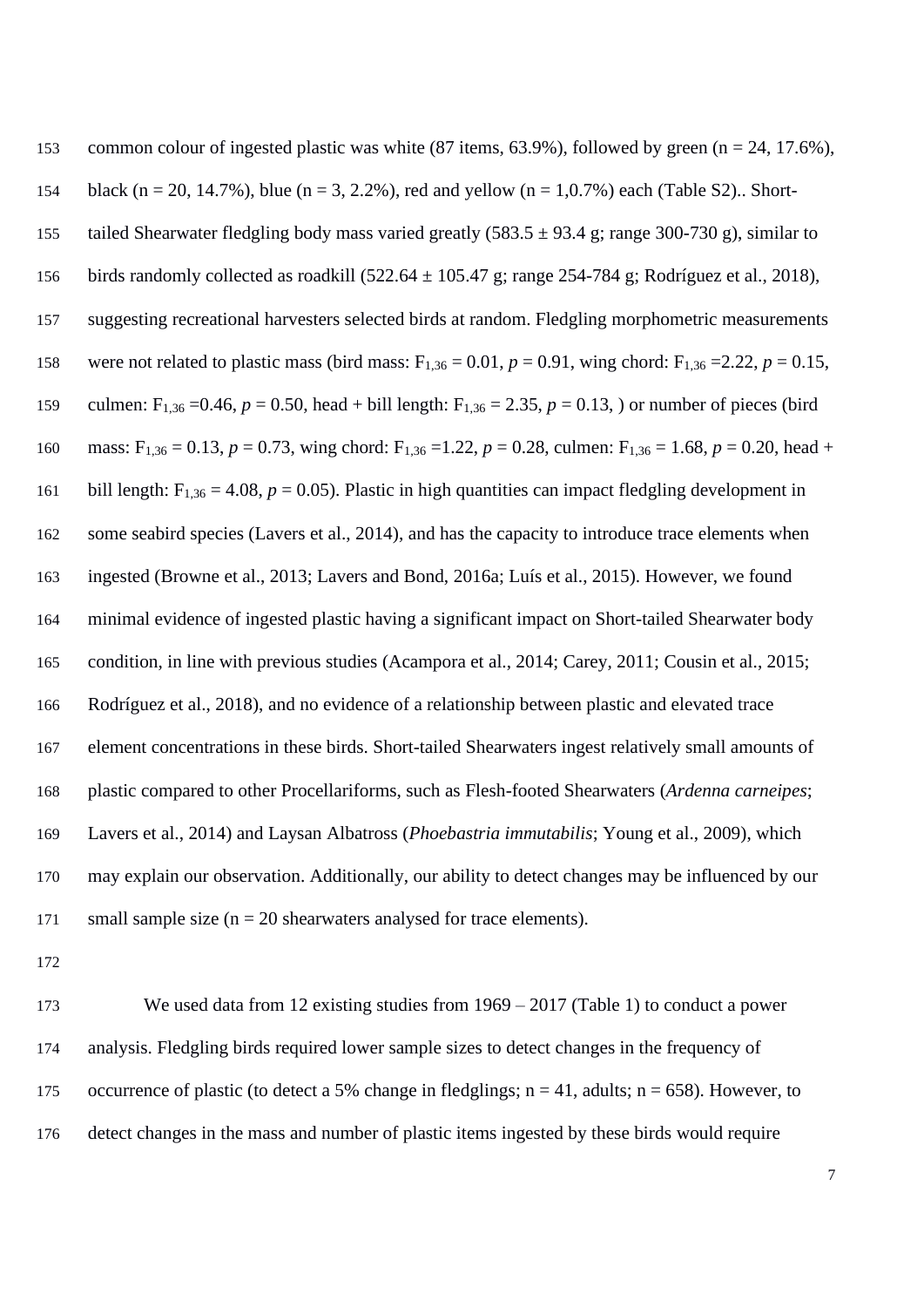common colour of ingested plastic was white (87 items, 63.9%), followed by green (n = 24, 17.6%), black (n = 20, 14.7%), blue (n = 3, 2.2%), red and yellow (n = 1,0.7%) each (Table S2).. Short-tailed Shearwater fledgling body mass varied greatly (583.5 ± 93.4 g; range 300-730 g), similar to birds randomly collected as roadkill (522.64 ± 105.47 g; range 254-784 g; Rodríguez et al., 2018), suggesting recreational harvesters selected birds at random. Fledgling morphometric measurements were not related to plastic mass (bird mass: $F_{1,36} = 0.01$, $p = 0.91$, wing chord: $F_{1,36} = 2.22$, $p = 0.15$, culmen: $F_{1,36} = 0.46$, $p = 0.50$, head + bill length: $F_{1,36} = 2.35$, $p = 0.13$, ) or number of pieces (bird mass: $F_{1,36} = 0.13$, $p = 0.73$, wing chord: $F_{1,36} = 1.22$, $p = 0.28$, culmen: $F_{1,36} = 1.68$, $p = 0.20$, head + bill length: $F_{1,36} = 4.08$, $p = 0.05$). Plastic in high quantities can impact fledgling development in some seabird species (Lavers et al., 2014), and has the capacity to introduce trace elements when ingested (Browne et al., 2013; Lavers and Bond, 2016a; Luís et al., 2015). However, we found minimal evidence of ingested plastic having a significant impact on Short-tailed Shearwater body condition, in line with previous studies (Acampora et al., 2014; Carey, 2011; Cousin et al., 2015; Rodríguez et al., 2018), and no evidence of a relationship between plastic and elevated trace element concentrations in these birds. Short-tailed Shearwaters ingest relatively small amounts of plastic compared to other Procellariforms, such as Flesh-footed Shearwaters (*Ardenna carneipes*; Lavers et al., 2014) and Laysan Albatross (*Phoebastria immutabilis*; Young et al., 2009), which may explain our observation. Additionally, our ability to detect changes may be influenced by our small sample size (n = 20 shearwaters analysed for trace elements).

We used data from 12 existing studies from 1969 – 2017 (Table 1) to conduct a power analysis. Fledgling birds required lower sample sizes to detect changes in the frequency of occurrence of plastic (to detect a 5% change in fledglings; n = 41, adults; n = 658). However, to detect changes in the mass and number of plastic items ingested by these birds would require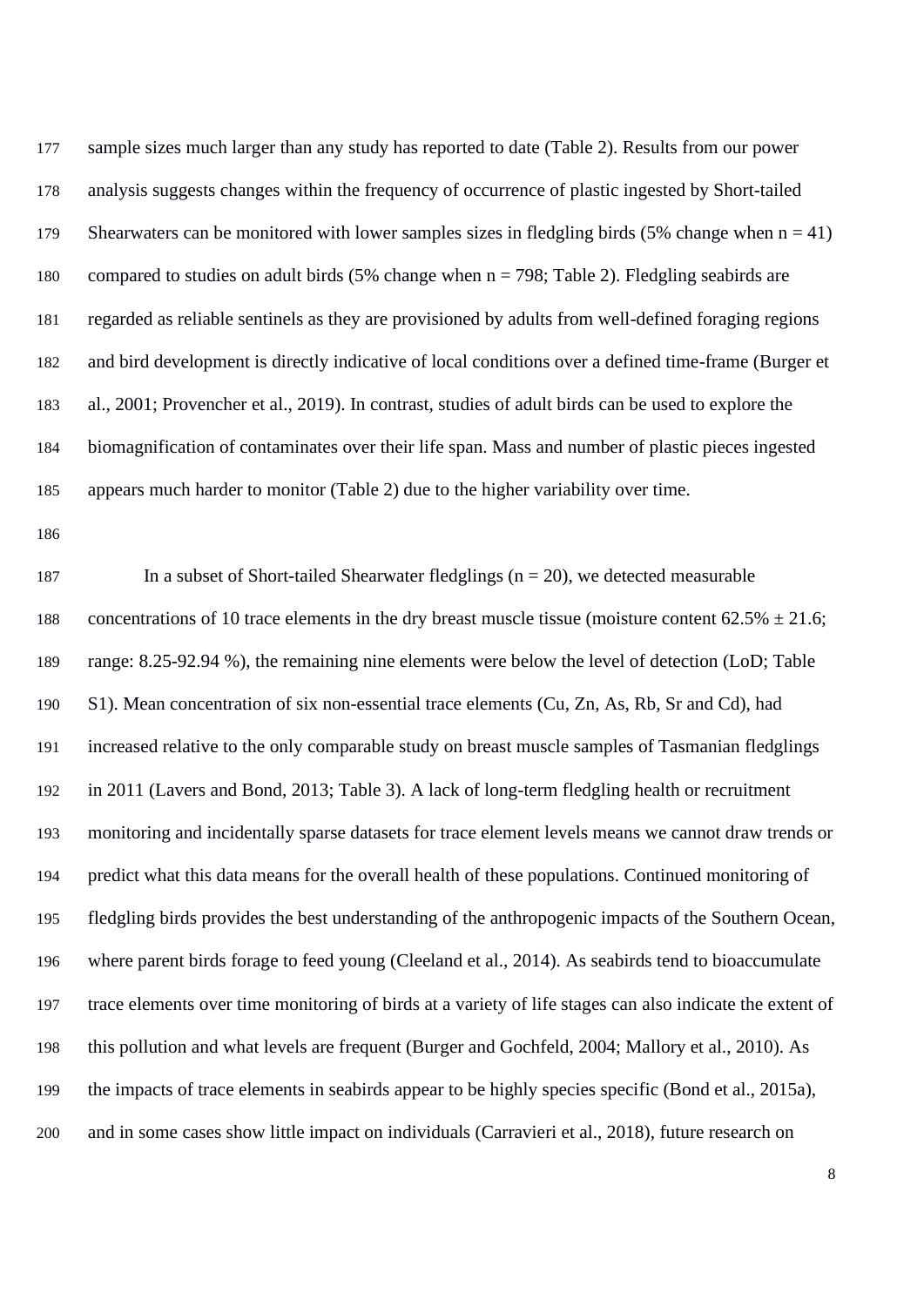sample sizes much larger than any study has reported to date (Table 2). Results from our power analysis suggests changes within the frequency of occurrence of plastic ingested by Short-tailed Shearwaters can be monitored with lower samples sizes in fledgling birds (5% change when n = 41) compared to studies on adult birds (5% change when n = 798; Table 2). Fledgling seabirds are regarded as reliable sentinels as they are provisioned by adults from well-defined foraging regions and bird development is directly indicative of local conditions over a defined time-frame (Burger et al., 2001; Provencher et al., 2019). In contrast, studies of adult birds can be used to explore the biomagnification of contaminates over their life span. Mass and number of plastic pieces ingested appears much harder to monitor (Table 2) due to the higher variability over time.

In a subset of Short-tailed Shearwater fledglings (n = 20), we detected measurable concentrations of 10 trace elements in the dry breast muscle tissue (moisture content 62.5% ± 21.6; range: 8.25-92.94 %), the remaining nine elements were below the level of detection (LoD; Table S1). Mean concentration of six non-essential trace elements (Cu, Zn, As, Rb, Sr and Cd), had increased relative to the only comparable study on breast muscle samples of Tasmanian fledglings in 2011 (Lavers and Bond, 2013; Table 3). A lack of long-term fledgling health or recruitment monitoring and incidentally sparse datasets for trace element levels means we cannot draw trends or predict what this data means for the overall health of these populations. Continued monitoring of fledgling birds provides the best understanding of the anthropogenic impacts of the Southern Ocean, where parent birds forage to feed young (Cleeland et al., 2014). As seabirds tend to bioaccumulate trace elements over time monitoring of birds at a variety of life stages can also indicate the extent of this pollution and what levels are frequent (Burger and Gochfeld, 2004; Mallory et al., 2010). As the impacts of trace elements in seabirds appear to be highly species specific (Bond et al., 2015a), and in some cases show little impact on individuals (Carravieri et al., 2018), future research on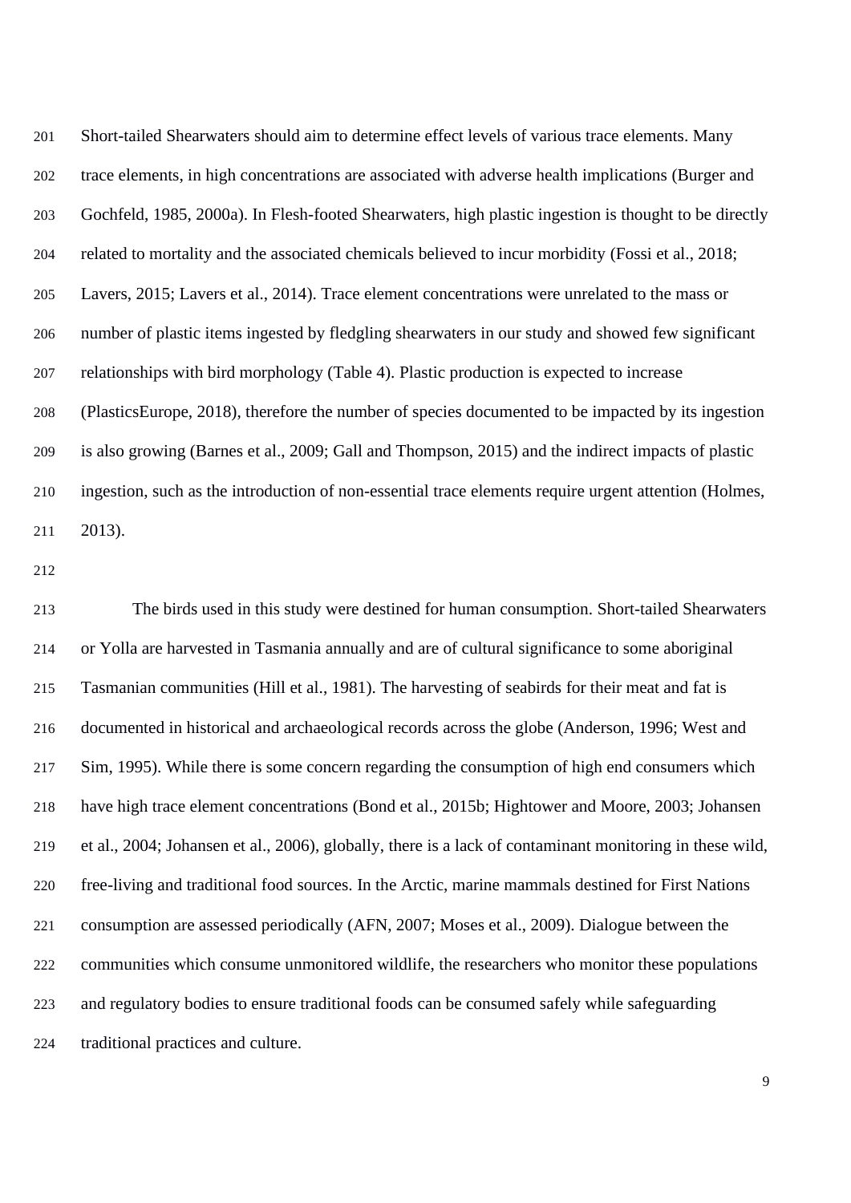Short-tailed Shearwaters should aim to determine effect levels of various trace elements. Many trace elements, in high concentrations are associated with adverse health implications (Burger and Gochfeld, 1985, 2000a). In Flesh-footed Shearwaters, high plastic ingestion is thought to be directly related to mortality and the associated chemicals believed to incur morbidity (Fossi et al., 2018; Lavers, 2015; Lavers et al., 2014). Trace element concentrations were unrelated to the mass or number of plastic items ingested by fledgling shearwaters in our study and showed few significant relationships with bird morphology (Table 4). Plastic production is expected to increase (PlasticsEurope, 2018), therefore the number of species documented to be impacted by its ingestion is also growing (Barnes et al., 2009; Gall and Thompson, 2015) and the indirect impacts of plastic ingestion, such as the introduction of non-essential trace elements require urgent attention (Holmes, 2013).

The birds used in this study were destined for human consumption. Short-tailed Shearwaters or Yolla are harvested in Tasmania annually and are of cultural significance to some aboriginal Tasmanian communities (Hill et al., 1981). The harvesting of seabirds for their meat and fat is documented in historical and archaeological records across the globe (Anderson, 1996; West and Sim, 1995). While there is some concern regarding the consumption of high end consumers which have high trace element concentrations (Bond et al., 2015b; Hightower and Moore, 2003; Johansen et al., 2004; Johansen et al., 2006), globally, there is a lack of contaminant monitoring in these wild, free-living and traditional food sources. In the Arctic, marine mammals destined for First Nations consumption are assessed periodically (AFN, 2007; Moses et al., 2009). Dialogue between the communities which consume unmonitored wildlife, the researchers who monitor these populations and regulatory bodies to ensure traditional foods can be consumed safely while safeguarding traditional practices and culture.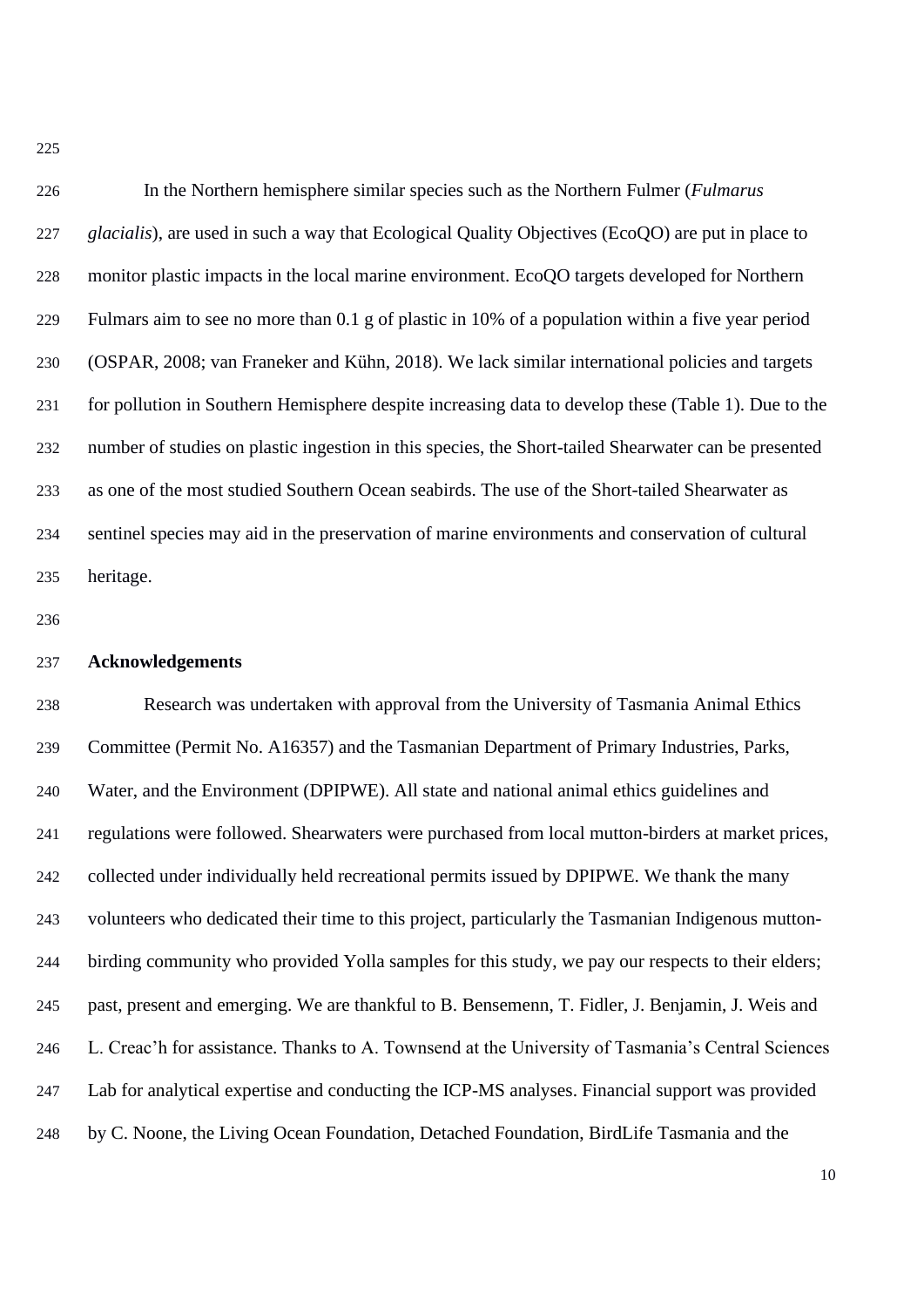In the Northern hemisphere similar species such as the Northern Fulmer (*Fulmarus glacialis*), are used in such a way that Ecological Quality Objectives (EcoQO) are put in place to monitor plastic impacts in the local marine environment. EcoQO targets developed for Northern Fulmars aim to see no more than 0.1 g of plastic in 10% of a population within a five year period (OSPAR, 2008; van Franeker and Kühn, 2018). We lack similar international policies and targets for pollution in Southern Hemisphere despite increasing data to develop these (Table 1). Due to the number of studies on plastic ingestion in this species, the Short-tailed Shearwater can be presented as one of the most studied Southern Ocean seabirds. The use of the Short-tailed Shearwater as sentinel species may aid in the preservation of marine environments and conservation of cultural heritage.

## Acknowledgements

Research was undertaken with approval from the University of Tasmania Animal Ethics Committee (Permit No. A16357) and the Tasmanian Department of Primary Industries, Parks, Water, and the Environment (DPIPWE). All state and national animal ethics guidelines and regulations were followed. Shearwaters were purchased from local mutton-birders at market prices, collected under individually held recreational permits issued by DPIPWE. We thank the many volunteers who dedicated their time to this project, particularly the Tasmanian Indigenous mutton-birding community who provided Yolla samples for this study, we pay our respects to their elders; past, present and emerging. We are thankful to B. Bensemenn, T. Fidler, J. Benjamin, J. Weis and L. Creac'h for assistance. Thanks to A. Townsend at the University of Tasmania's Central Sciences Lab for analytical expertise and conducting the ICP-MS analyses. Financial support was provided by C. Noone, the Living Ocean Foundation, Detached Foundation, BirdLife Tasmania and the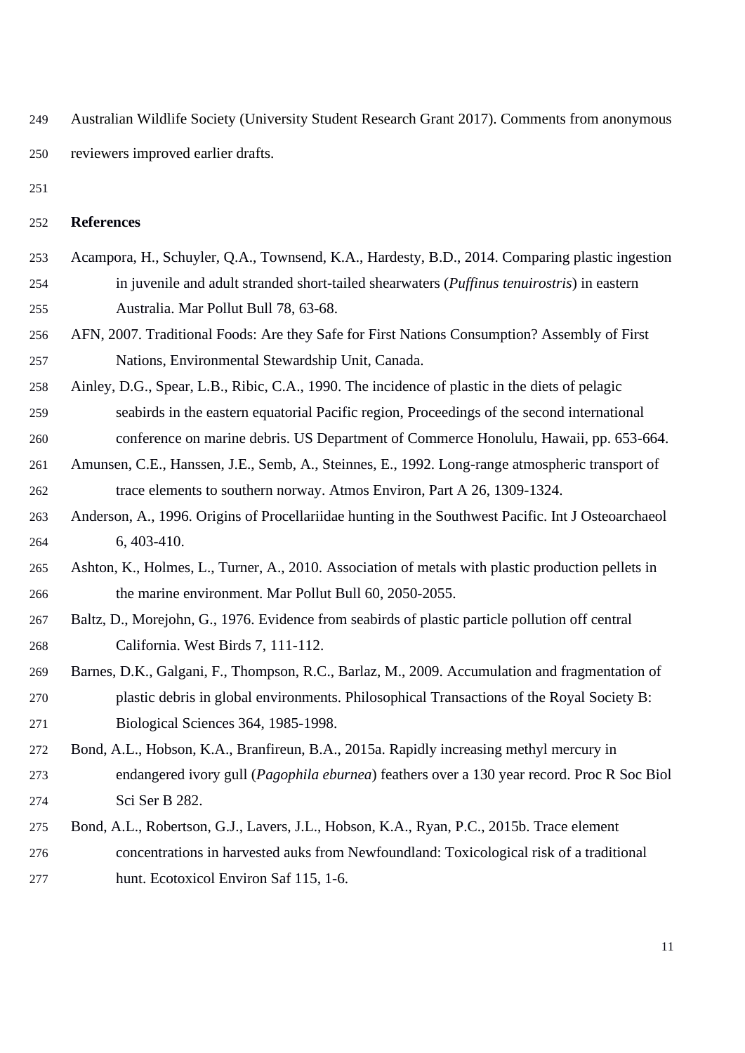Australian Wildlife Society (University Student Research Grant 2017). Comments from anonymous reviewers improved earlier drafts.

## References

Acampora, H., Schuyler, Q.A., Townsend, K.A., Hardesty, B.D., 2014. Comparing plastic ingestion in juvenile and adult stranded short-tailed shearwaters (*Puffinus tenuirostris*) in eastern Australia. Mar Pollut Bull 78, 63-68.

AFN, 2007. Traditional Foods: Are they Safe for First Nations Consumption? Assembly of First Nations, Environmental Stewardship Unit, Canada.

Ainley, D.G., Spear, L.B., Ribic, C.A., 1990. The incidence of plastic in the diets of pelagic seabirds in the eastern equatorial Pacific region, Proceedings of the second international conference on marine debris. US Department of Commerce Honolulu, Hawaii, pp. 653-664.

Amunsen, C.E., Hanssen, J.E., Semb, A., Steinnes, E., 1992. Long-range atmospheric transport of trace elements to southern norway. Atmos Environ, Part A 26, 1309-1324.

Anderson, A., 1996. Origins of Procellariidae hunting in the Southwest Pacific. Int J Osteoarchaeol 6, 403-410.

Ashton, K., Holmes, L., Turner, A., 2010. Association of metals with plastic production pellets in the marine environment. Mar Pollut Bull 60, 2050-2055.

Baltz, D., Morejohn, G., 1976. Evidence from seabirds of plastic particle pollution off central California. West Birds 7, 111-112.

Barnes, D.K., Galgani, F., Thompson, R.C., Barlaz, M., 2009. Accumulation and fragmentation of plastic debris in global environments. Philosophical Transactions of the Royal Society B: Biological Sciences 364, 1985-1998.

Bond, A.L., Hobson, K.A., Branfireun, B.A., 2015a. Rapidly increasing methyl mercury in endangered ivory gull (*Pagophila eburnea*) feathers over a 130 year record. Proc R Soc Biol Sci Ser B 282.

Bond, A.L., Robertson, G.J., Lavers, J.L., Hobson, K.A., Ryan, P.C., 2015b. Trace element concentrations in harvested auks from Newfoundland: Toxicological risk of a traditional hunt. Ecotoxicol Environ Saf 115, 1-6.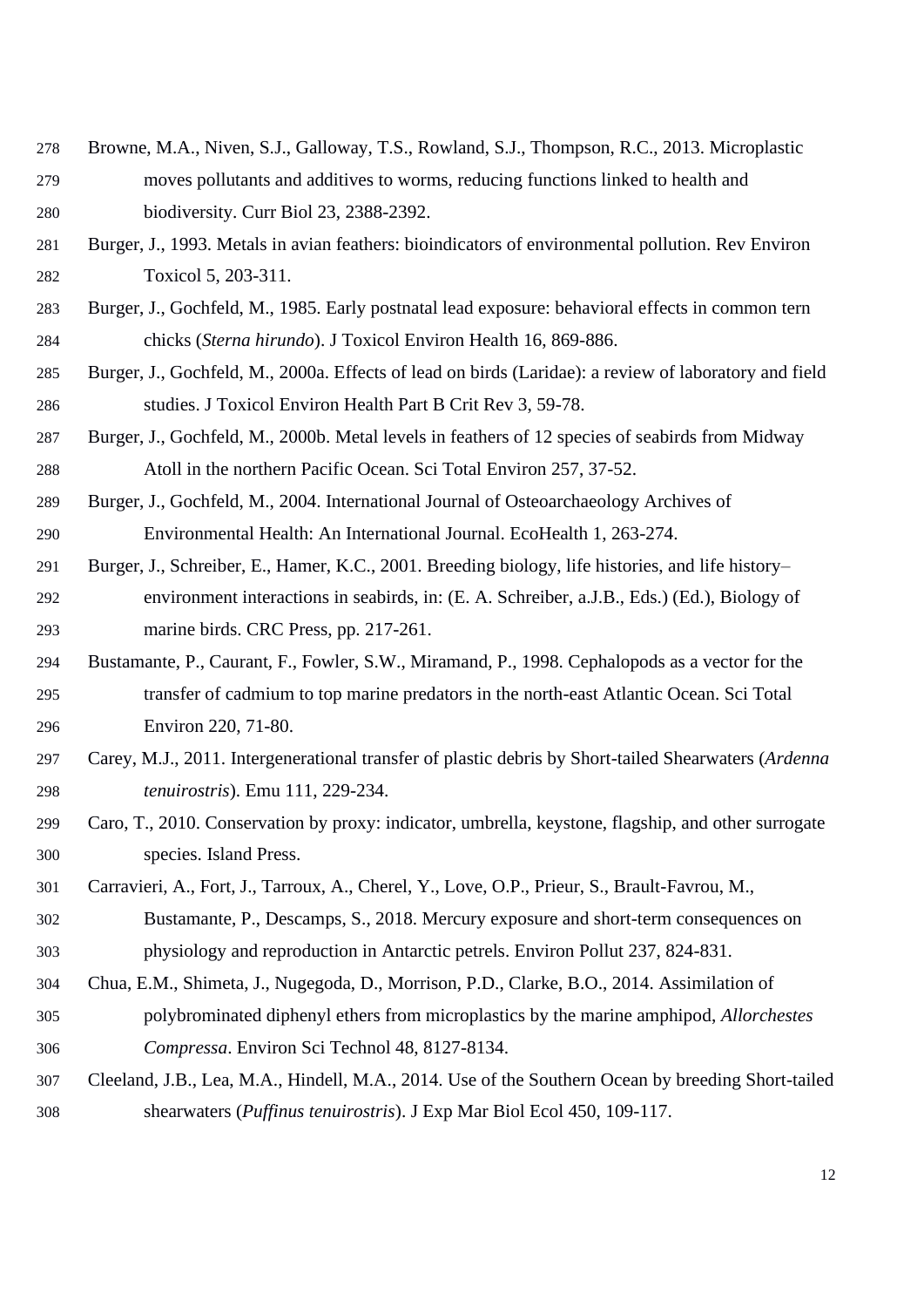Browne, M.A., Niven, S.J., Galloway, T.S., Rowland, S.J., Thompson, R.C., 2013. Microplastic moves pollutants and additives to worms, reducing functions linked to health and biodiversity. Curr Biol 23, 2388-2392.

Burger, J., 1993. Metals in avian feathers: bioindicators of environmental pollution. Rev Environ Toxicol 5, 203-311.

Burger, J., Gochfeld, M., 1985. Early postnatal lead exposure: behavioral effects in common tern chicks (*Sterna hirundo*). J Toxicol Environ Health 16, 869-886.

Burger, J., Gochfeld, M., 2000a. Effects of lead on birds (Laridae): a review of laboratory and field studies. J Toxicol Environ Health Part B Crit Rev 3, 59-78.

Burger, J., Gochfeld, M., 2000b. Metal levels in feathers of 12 species of seabirds from Midway Atoll in the northern Pacific Ocean. Sci Total Environ 257, 37-52.

Burger, J., Gochfeld, M., 2004. International Journal of Osteoarchaeology Archives of Environmental Health: An International Journal. EcoHealth 1, 263-274.

Burger, J., Schreiber, E., Hamer, K.C., 2001. Breeding biology, life histories, and life history–environment interactions in seabirds, in: (E. A. Schreiber, a.J.B., Eds.) (Ed.), Biology of marine birds. CRC Press, pp. 217-261.

Bustamante, P., Caurant, F., Fowler, S.W., Miramand, P., 1998. Cephalopods as a vector for the transfer of cadmium to top marine predators in the north-east Atlantic Ocean. Sci Total Environ 220, 71-80.

Carey, M.J., 2011. Intergenerational transfer of plastic debris by Short-tailed Shearwaters (*Ardenna tenuirostris*). Emu 111, 229-234.

Caro, T., 2010. Conservation by proxy: indicator, umbrella, keystone, flagship, and other surrogate species. Island Press.

Carravieri, A., Fort, J., Tarroux, A., Cherel, Y., Love, O.P., Prieur, S., Brault-Favrou, M., Bustamante, P., Descamps, S., 2018. Mercury exposure and short-term consequences on physiology and reproduction in Antarctic petrels. Environ Pollut 237, 824-831.

Chua, E.M., Shimeta, J., Nugegoda, D., Morrison, P.D., Clarke, B.O., 2014. Assimilation of polybrominated diphenyl ethers from microplastics by the marine amphipod, *Allorchestes Compressa*. Environ Sci Technol 48, 8127-8134.

Cleeland, J.B., Lea, M.A., Hindell, M.A., 2014. Use of the Southern Ocean by breeding Short-tailed shearwaters (*Puffinus tenuirostris*). J Exp Mar Biol Ecol 450, 109-117.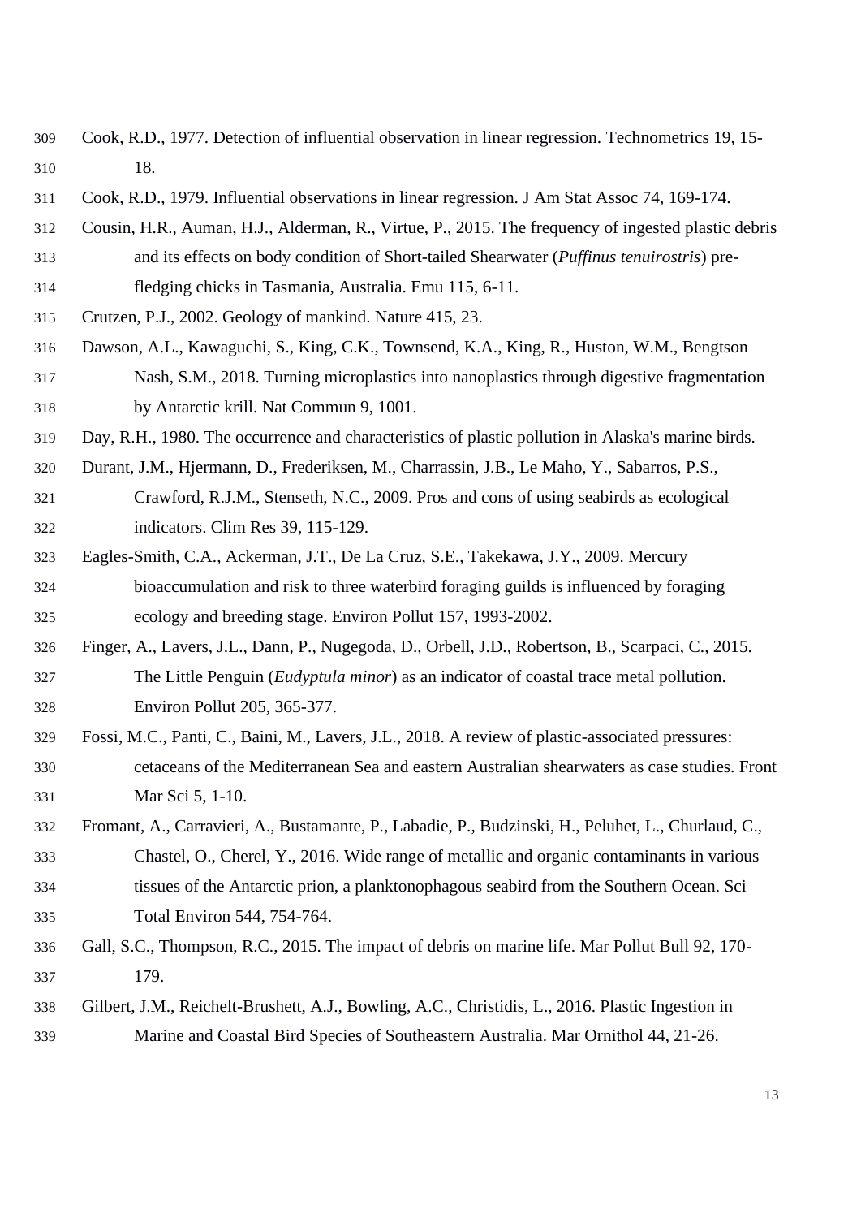Cook, R.D., 1977. Detection of influential observation in linear regression. Technometrics 19, 15-18.

Cook, R.D., 1979. Influential observations in linear regression. J Am Stat Assoc 74, 169-174.

Cousin, H.R., Auman, H.J., Alderman, R., Virtue, P., 2015. The frequency of ingested plastic debris and its effects on body condition of Short-tailed Shearwater (*Puffinus tenuirostris*) pre-fledging chicks in Tasmania, Australia. Emu 115, 6-11.

Crutzen, P.J., 2002. Geology of mankind. Nature 415, 23.

Dawson, A.L., Kawaguchi, S., King, C.K., Townsend, K.A., King, R., Huston, W.M., Bengtson Nash, S.M., 2018. Turning microplastics into nanoplastics through digestive fragmentation by Antarctic krill. Nat Commun 9, 1001.

Day, R.H., 1980. The occurrence and characteristics of plastic pollution in Alaska's marine birds.

Durant, J.M., Hjermann, D., Frederiksen, M., Charrassin, J.B., Le Maho, Y., Sabarros, P.S., Crawford, R.J.M., Stenseth, N.C., 2009. Pros and cons of using seabirds as ecological indicators. Clim Res 39, 115-129.

Eagles-Smith, C.A., Ackerman, J.T., De La Cruz, S.E., Takekawa, J.Y., 2009. Mercury bioaccumulation and risk to three waterbird foraging guilds is influenced by foraging ecology and breeding stage. Environ Pollut 157, 1993-2002.

Finger, A., Lavers, J.L., Dann, P., Nugegoda, D., Orbell, J.D., Robertson, B., Scarpaci, C., 2015. The Little Penguin (*Eudyptula minor*) as an indicator of coastal trace metal pollution. Environ Pollut 205, 365-377.

Fossi, M.C., Panti, C., Baini, M., Lavers, J.L., 2018. A review of plastic-associated pressures: cetaceans of the Mediterranean Sea and eastern Australian shearwaters as case studies. Front Mar Sci 5, 1-10.

Fromant, A., Carravieri, A., Bustamante, P., Labadie, P., Budzinski, H., Peluhet, L., Churlaud, C., Chastel, O., Cherel, Y., 2016. Wide range of metallic and organic contaminants in various tissues of the Antarctic prion, a planktonophagous seabird from the Southern Ocean. Sci Total Environ 544, 754-764.

Gall, S.C., Thompson, R.C., 2015. The impact of debris on marine life. Mar Pollut Bull 92, 170-179.

Gilbert, J.M., Reichelt-Brushett, A.J., Bowling, A.C., Christidis, L., 2016. Plastic Ingestion in Marine and Coastal Bird Species of Southeastern Australia. Mar Ornithol 44, 21-26.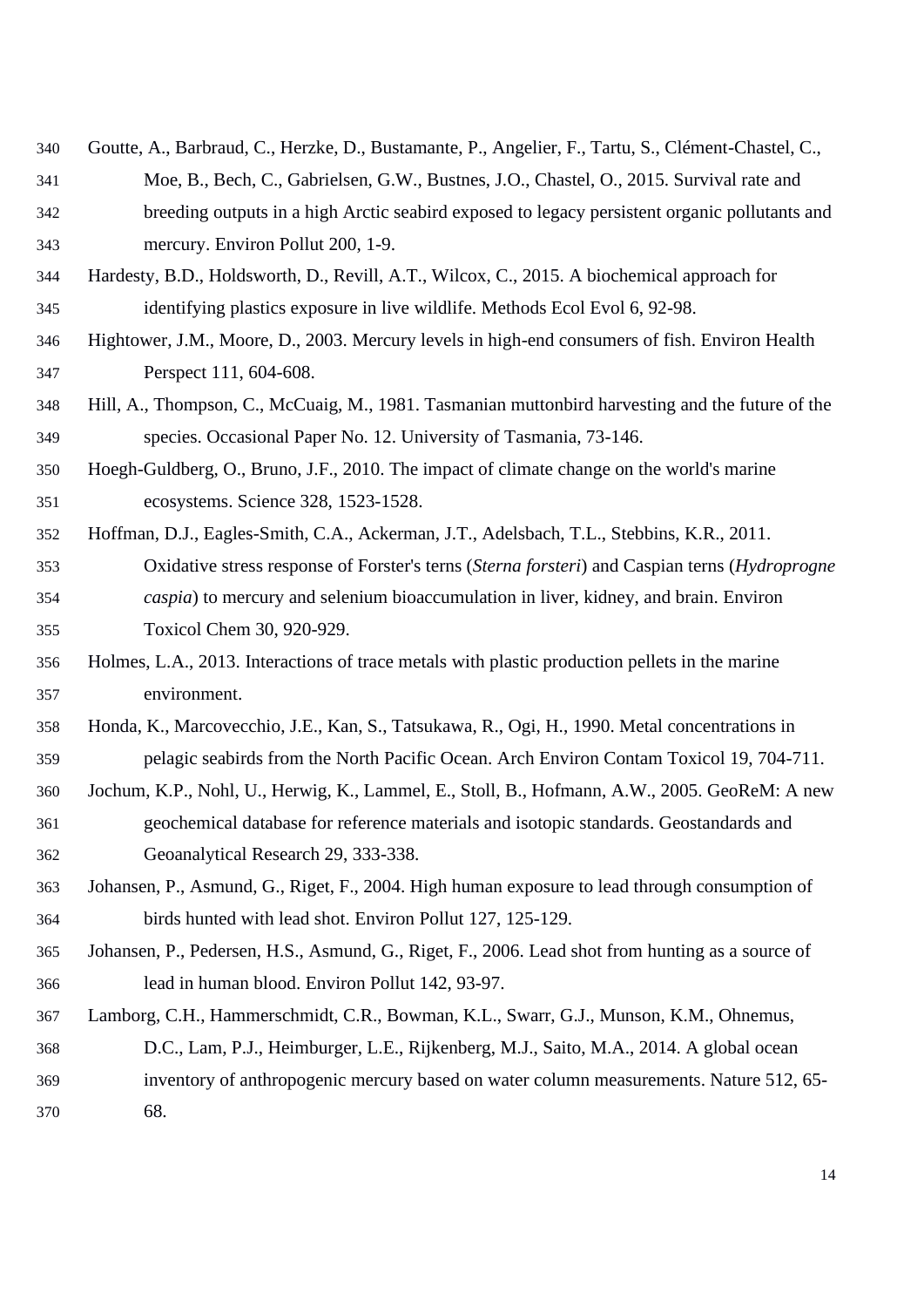Goutte, A., Barbraud, C., Herzke, D., Bustamante, P., Angelier, F., Tartu, S., Clément-Chastel, C., Moe, B., Bech, C., Gabrielsen, G.W., Bustnes, J.O., Chastel, O., 2015. Survival rate and breeding outputs in a high Arctic seabird exposed to legacy persistent organic pollutants and mercury. Environ Pollut 200, 1-9.

Hardesty, B.D., Holdsworth, D., Revill, A.T., Wilcox, C., 2015. A biochemical approach for identifying plastics exposure in live wildlife. Methods Ecol Evol 6, 92-98.

Hightower, J.M., Moore, D., 2003. Mercury levels in high-end consumers of fish. Environ Health Perspect 111, 604-608.

Hill, A., Thompson, C., McCuaig, M., 1981. Tasmanian muttonbird harvesting and the future of the species. Occasional Paper No. 12. University of Tasmania, 73-146.

Hoegh-Guldberg, O., Bruno, J.F., 2010. The impact of climate change on the world's marine ecosystems. Science 328, 1523-1528.

Hoffman, D.J., Eagles-Smith, C.A., Ackerman, J.T., Adelsbach, T.L., Stebbins, K.R., 2011. Oxidative stress response of Forster's terns (*Sterna forsteri*) and Caspian terns (*Hydroprogne caspia*) to mercury and selenium bioaccumulation in liver, kidney, and brain. Environ Toxicol Chem 30, 920-929.

Holmes, L.A., 2013. Interactions of trace metals with plastic production pellets in the marine environment.

Honda, K., Marcovecchio, J.E., Kan, S., Tatsukawa, R., Ogi, H., 1990. Metal concentrations in pelagic seabirds from the North Pacific Ocean. Arch Environ Contam Toxicol 19, 704-711.

Jochum, K.P., Nohl, U., Herwig, K., Lammel, E., Stoll, B., Hofmann, A.W., 2005. GeoReM: A new geochemical database for reference materials and isotopic standards. Geostandards and Geoanalytical Research 29, 333-338.

Johansen, P., Asmund, G., Riget, F., 2004. High human exposure to lead through consumption of birds hunted with lead shot. Environ Pollut 127, 125-129.

Johansen, P., Pedersen, H.S., Asmund, G., Riget, F., 2006. Lead shot from hunting as a source of lead in human blood. Environ Pollut 142, 93-97.

Lamborg, C.H., Hammerschmidt, C.R., Bowman, K.L., Swarr, G.J., Munson, K.M., Ohnemus, D.C., Lam, P.J., Heimburger, L.E., Rijkenberg, M.J., Saito, M.A., 2014. A global ocean inventory of anthropogenic mercury based on water column measurements. Nature 512, 65-68.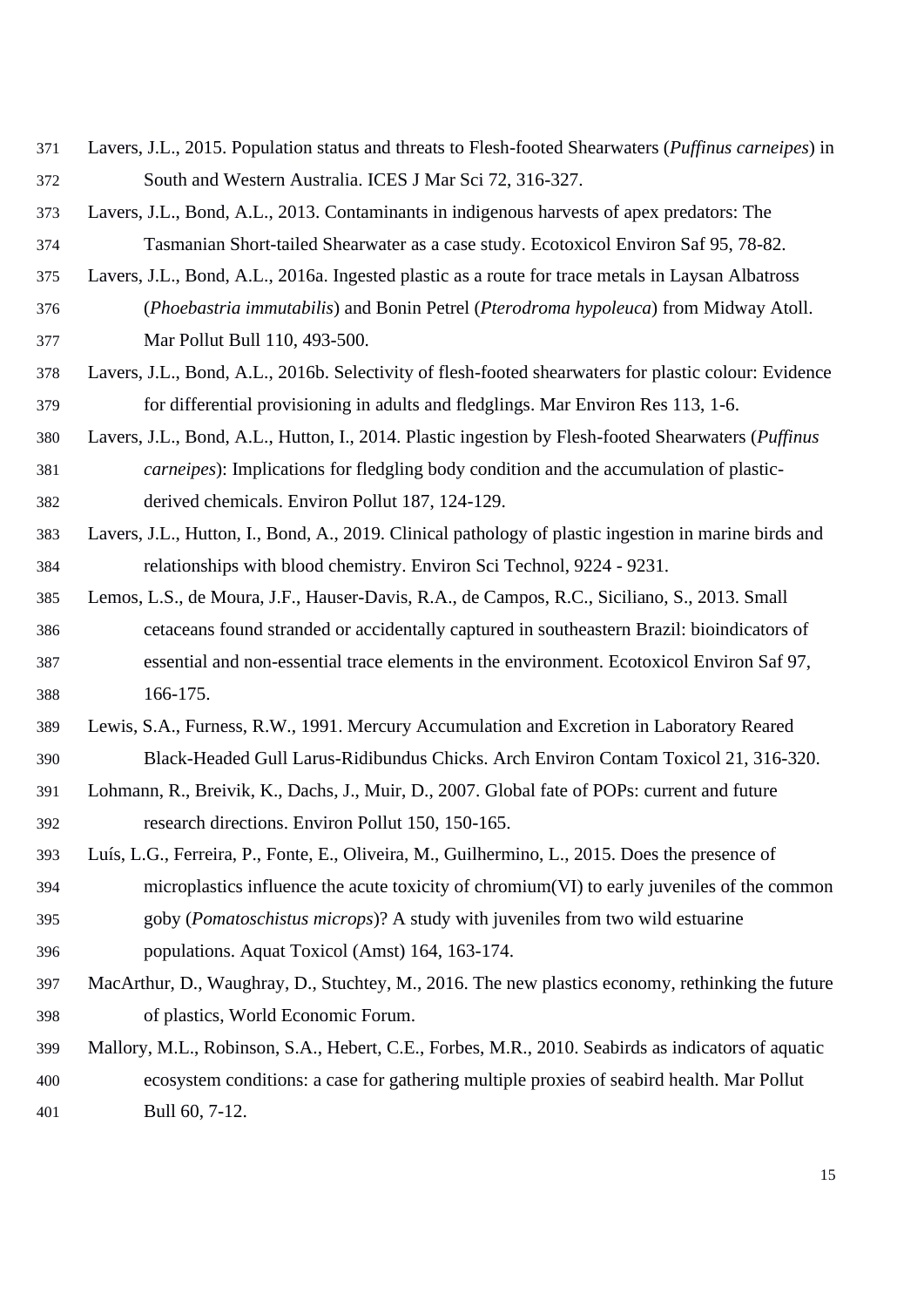Lavers, J.L., 2015. Population status and threats to Flesh-footed Shearwaters (*Puffinus carneipes*) in South and Western Australia. ICES J Mar Sci 72, 316-327.

Lavers, J.L., Bond, A.L., 2013. Contaminants in indigenous harvests of apex predators: The Tasmanian Short-tailed Shearwater as a case study. Ecotoxicol Environ Saf 95, 78-82.

Lavers, J.L., Bond, A.L., 2016a. Ingested plastic as a route for trace metals in Laysan Albatross (*Phoebastria immutabilis*) and Bonin Petrel (*Pterodroma hypoleuca*) from Midway Atoll. Mar Pollut Bull 110, 493-500.

Lavers, J.L., Bond, A.L., 2016b. Selectivity of flesh-footed shearwaters for plastic colour: Evidence for differential provisioning in adults and fledglings. Mar Environ Res 113, 1-6.

Lavers, J.L., Bond, A.L., Hutton, I., 2014. Plastic ingestion by Flesh-footed Shearwaters (*Puffinus carneipes*): Implications for fledgling body condition and the accumulation of plastic-derived chemicals. Environ Pollut 187, 124-129.

Lavers, J.L., Hutton, I., Bond, A., 2019. Clinical pathology of plastic ingestion in marine birds and relationships with blood chemistry. Environ Sci Technol, 9224 - 9231.

Lemos, L.S., de Moura, J.F., Hauser-Davis, R.A., de Campos, R.C., Siciliano, S., 2013. Small cetaceans found stranded or accidentally captured in southeastern Brazil: bioindicators of essential and non-essential trace elements in the environment. Ecotoxicol Environ Saf 97, 166-175.

Lewis, S.A., Furness, R.W., 1991. Mercury Accumulation and Excretion in Laboratory Reared Black-Headed Gull Larus-Ridibundus Chicks. Arch Environ Contam Toxicol 21, 316-320.

Lohmann, R., Breivik, K., Dachs, J., Muir, D., 2007. Global fate of POPs: current and future research directions. Environ Pollut 150, 150-165.

Luís, L.G., Ferreira, P., Fonte, E., Oliveira, M., Guilhermino, L., 2015. Does the presence of microplastics influence the acute toxicity of chromium(VI) to early juveniles of the common goby (*Pomatoschistus microps*)? A study with juveniles from two wild estuarine populations. Aquat Toxicol (Amst) 164, 163-174.

MacArthur, D., Waughray, D., Stuchtey, M., 2016. The new plastics economy, rethinking the future of plastics, World Economic Forum.

Mallory, M.L., Robinson, S.A., Hebert, C.E., Forbes, M.R., 2010. Seabirds as indicators of aquatic ecosystem conditions: a case for gathering multiple proxies of seabird health. Mar Pollut Bull 60, 7-12.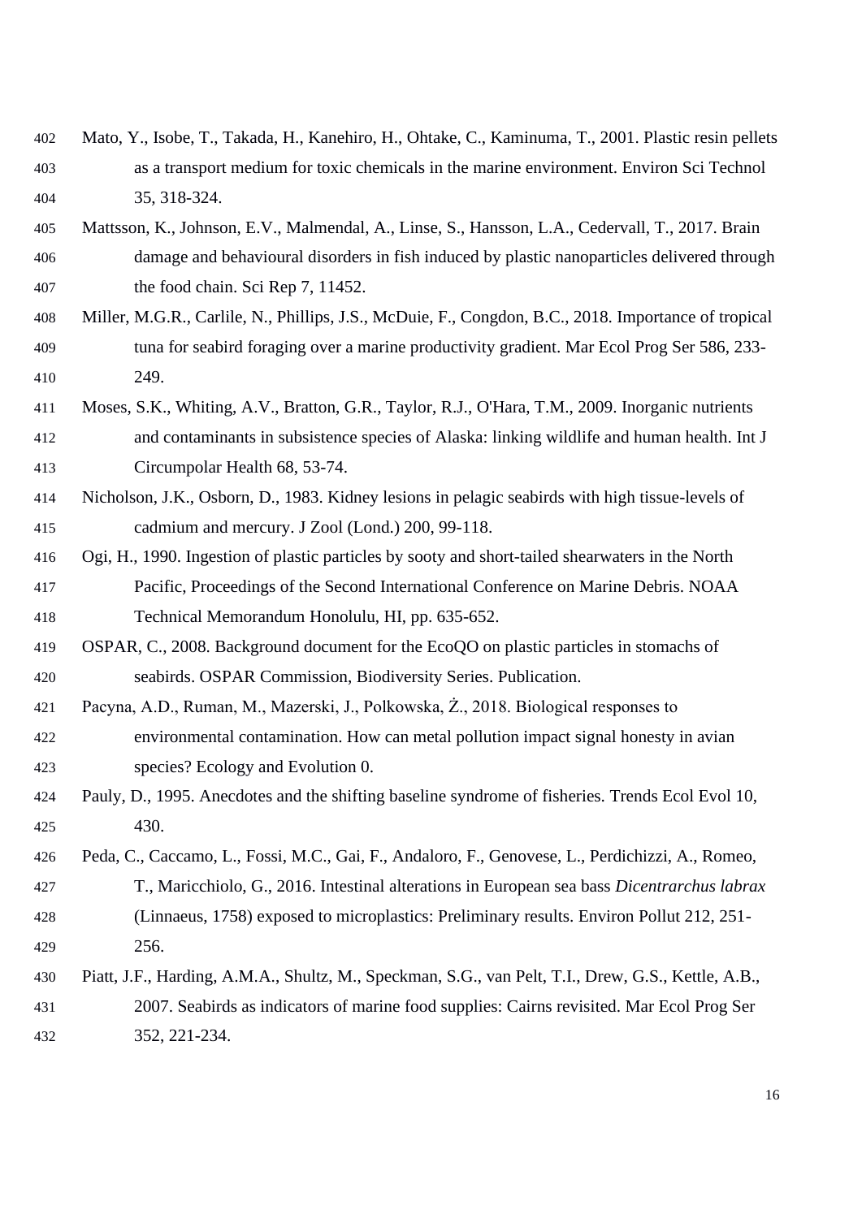Mato, Y., Isobe, T., Takada, H., Kanehiro, H., Ohtake, C., Kaminuma, T., 2001. Plastic resin pellets as a transport medium for toxic chemicals in the marine environment. Environ Sci Technol 35, 318-324.

Mattsson, K., Johnson, E.V., Malmendal, A., Linse, S., Hansson, L.A., Cedervall, T., 2017. Brain damage and behavioural disorders in fish induced by plastic nanoparticles delivered through the food chain. Sci Rep 7, 11452.

Miller, M.G.R., Carlile, N., Phillips, J.S., McDuie, F., Congdon, B.C., 2018. Importance of tropical tuna for seabird foraging over a marine productivity gradient. Mar Ecol Prog Ser 586, 233-249.

Moses, S.K., Whiting, A.V., Bratton, G.R., Taylor, R.J., O'Hara, T.M., 2009. Inorganic nutrients and contaminants in subsistence species of Alaska: linking wildlife and human health. Int J Circumpolar Health 68, 53-74.

Nicholson, J.K., Osborn, D., 1983. Kidney lesions in pelagic seabirds with high tissue-levels of cadmium and mercury. J Zool (Lond.) 200, 99-118.

Ogi, H., 1990. Ingestion of plastic particles by sooty and short-tailed shearwaters in the North Pacific, Proceedings of the Second International Conference on Marine Debris. NOAA Technical Memorandum Honolulu, HI, pp. 635-652.

OSPAR, C., 2008. Background document for the EcoQO on plastic particles in stomachs of seabirds. OSPAR Commission, Biodiversity Series. Publication.

Pacyna, A.D., Ruman, M., Mazerski, J., Polkowska, Ż., 2018. Biological responses to environmental contamination. How can metal pollution impact signal honesty in avian species? Ecology and Evolution 0.

Pauly, D., 1995. Anecdotes and the shifting baseline syndrome of fisheries. Trends Ecol Evol 10, 430.

Peda, C., Caccamo, L., Fossi, M.C., Gai, F., Andaloro, F., Genovese, L., Perdichizzi, A., Romeo, T., Maricchiolo, G., 2016. Intestinal alterations in European sea bass *Dicentrarchus labrax* (Linnaeus, 1758) exposed to microplastics: Preliminary results. Environ Pollut 212, 251-256.

Piatt, J.F., Harding, A.M.A., Shultz, M., Speckman, S.G., van Pelt, T.I., Drew, G.S., Kettle, A.B., 2007. Seabirds as indicators of marine food supplies: Cairns revisited. Mar Ecol Prog Ser 352, 221-234.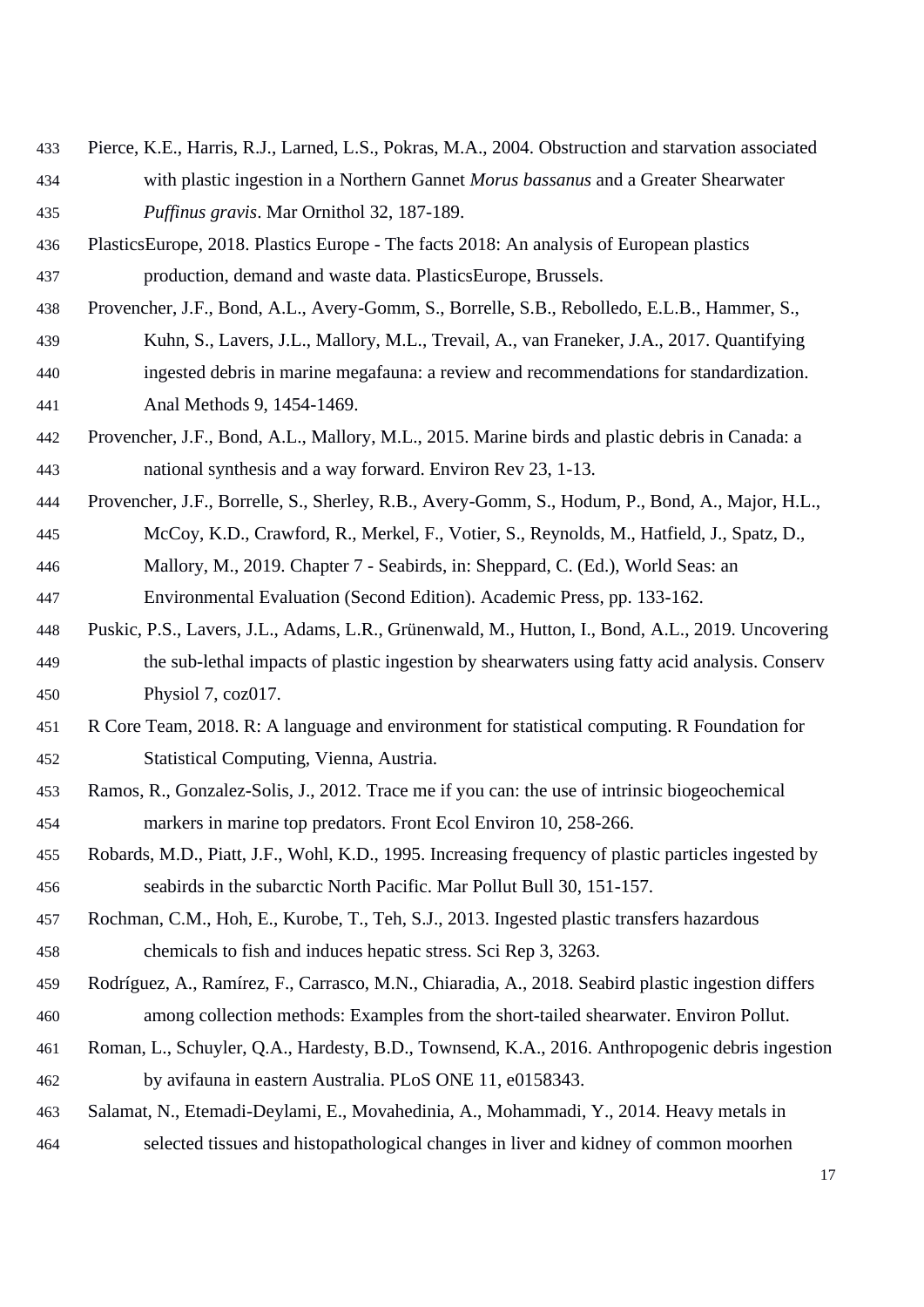Pierce, K.E., Harris, R.J., Larned, L.S., Pokras, M.A., 2004. Obstruction and starvation associated with plastic ingestion in a Northern Gannet *Morus bassanus* and a Greater Shearwater *Puffinus gravis*. Mar Ornithol 32, 187-189.

PlasticsEurope, 2018. Plastics Europe - The facts 2018: An analysis of European plastics production, demand and waste data. PlasticsEurope, Brussels.

Provencher, J.F., Bond, A.L., Avery-Gomm, S., Borrelle, S.B., Rebolledo, E.L.B., Hammer, S., Kuhn, S., Lavers, J.L., Mallory, M.L., Trevail, A., van Franeker, J.A., 2017. Quantifying ingested debris in marine megafauna: a review and recommendations for standardization. Anal Methods 9, 1454-1469.

Provencher, J.F., Bond, A.L., Mallory, M.L., 2015. Marine birds and plastic debris in Canada: a national synthesis and a way forward. Environ Rev 23, 1-13.

Provencher, J.F., Borrelle, S., Sherley, R.B., Avery-Gomm, S., Hodum, P., Bond, A., Major, H.L., McCoy, K.D., Crawford, R., Merkel, F., Votier, S., Reynolds, M., Hatfield, J., Spatz, D., Mallory, M., 2019. Chapter 7 - Seabirds, in: Sheppard, C. (Ed.), World Seas: an Environmental Evaluation (Second Edition). Academic Press, pp. 133-162.

Puskic, P.S., Lavers, J.L., Adams, L.R., Grünenwald, M., Hutton, I., Bond, A.L., 2019. Uncovering the sub-lethal impacts of plastic ingestion by shearwaters using fatty acid analysis. Conserv Physiol 7, coz017.

R Core Team, 2018. R: A language and environment for statistical computing. R Foundation for Statistical Computing, Vienna, Austria.

Ramos, R., Gonzalez-Solis, J., 2012. Trace me if you can: the use of intrinsic biogeochemical markers in marine top predators. Front Ecol Environ 10, 258-266.

Robards, M.D., Piatt, J.F., Wohl, K.D., 1995. Increasing frequency of plastic particles ingested by seabirds in the subarctic North Pacific. Mar Pollut Bull 30, 151-157.

Rochman, C.M., Hoh, E., Kurobe, T., Teh, S.J., 2013. Ingested plastic transfers hazardous chemicals to fish and induces hepatic stress. Sci Rep 3, 3263.

Rodríguez, A., Ramírez, F., Carrasco, M.N., Chiaradia, A., 2018. Seabird plastic ingestion differs among collection methods: Examples from the short-tailed shearwater. Environ Pollut.

Roman, L., Schuyler, Q.A., Hardesty, B.D., Townsend, K.A., 2016. Anthropogenic debris ingestion by avifauna in eastern Australia. PLoS ONE 11, e0158343.

Salamat, N., Etemadi-Deylami, E., Movahedinia, A., Mohammadi, Y., 2014. Heavy metals in selected tissues and histopathological changes in liver and kidney of common moorhen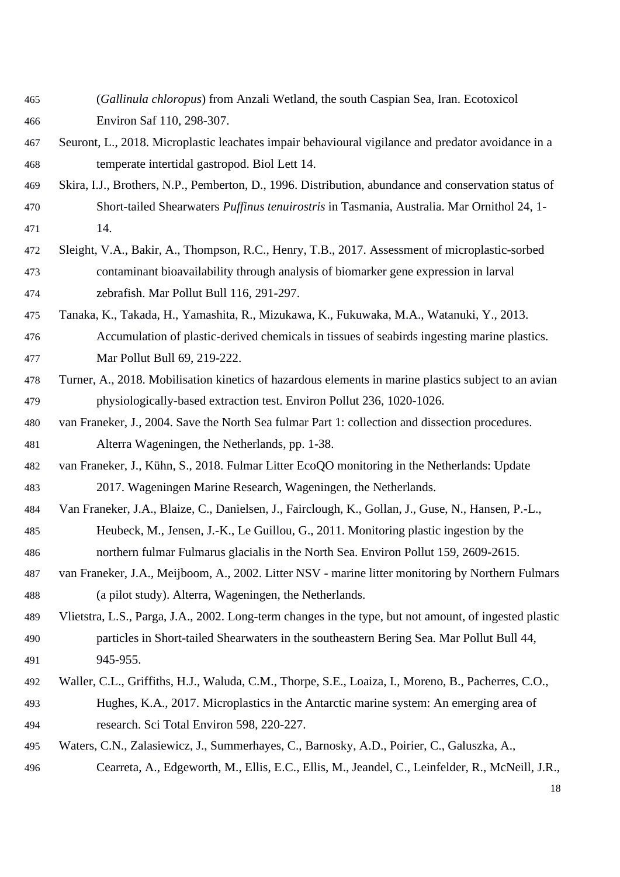(*Gallinula chloropus*) from Anzali Wetland, the south Caspian Sea, Iran. Ecotoxicol Environ Saf 110, 298-307.

Seuront, L., 2018. Microplastic leachates impair behavioural vigilance and predator avoidance in a temperate intertidal gastropod. Biol Lett 14.

Skira, I.J., Brothers, N.P., Pemberton, D., 1996. Distribution, abundance and conservation status of Short-tailed Shearwaters *Puffinus tenuirostris* in Tasmania, Australia. Mar Ornithol 24, 1-14.

Sleight, V.A., Bakir, A., Thompson, R.C., Henry, T.B., 2017. Assessment of microplastic-sorbed contaminant bioavailability through analysis of biomarker gene expression in larval zebrafish. Mar Pollut Bull 116, 291-297.

Tanaka, K., Takada, H., Yamashita, R., Mizukawa, K., Fukuwaka, M.A., Watanuki, Y., 2013. Accumulation of plastic-derived chemicals in tissues of seabirds ingesting marine plastics. Mar Pollut Bull 69, 219-222.

Turner, A., 2018. Mobilisation kinetics of hazardous elements in marine plastics subject to an avian physiologically-based extraction test. Environ Pollut 236, 1020-1026.

van Franeker, J., 2004. Save the North Sea fulmar Part 1: collection and dissection procedures. Alterra Wageningen, the Netherlands, pp. 1-38.

van Franeker, J., Kühn, S., 2018. Fulmar Litter EcoQO monitoring in the Netherlands: Update 2017. Wageningen Marine Research, Wageningen, the Netherlands.

Van Franeker, J.A., Blaize, C., Danielsen, J., Fairclough, K., Gollan, J., Guse, N., Hansen, P.-L., Heubeck, M., Jensen, J.-K., Le Guillou, G., 2011. Monitoring plastic ingestion by the northern fulmar Fulmarus glacialis in the North Sea. Environ Pollut 159, 2609-2615.

van Franeker, J.A., Meijboom, A., 2002. Litter NSV - marine litter monitoring by Northern Fulmars (a pilot study). Alterra, Wageningen, the Netherlands.

Vlietstra, L.S., Parga, J.A., 2002. Long-term changes in the type, but not amount, of ingested plastic particles in Short-tailed Shearwaters in the southeastern Bering Sea. Mar Pollut Bull 44, 945-955.

Waller, C.L., Griffiths, H.J., Waluda, C.M., Thorpe, S.E., Loaiza, I., Moreno, B., Pacherres, C.O., Hughes, K.A., 2017. Microplastics in the Antarctic marine system: An emerging area of research. Sci Total Environ 598, 220-227.

Waters, C.N., Zalasiewicz, J., Summerhayes, C., Barnosky, A.D., Poirier, C., Galuszka, A., Cearreta, A., Edgeworth, M., Ellis, E.C., Ellis, M., Jeandel, C., Leinfelder, R., McNeill, J.R.,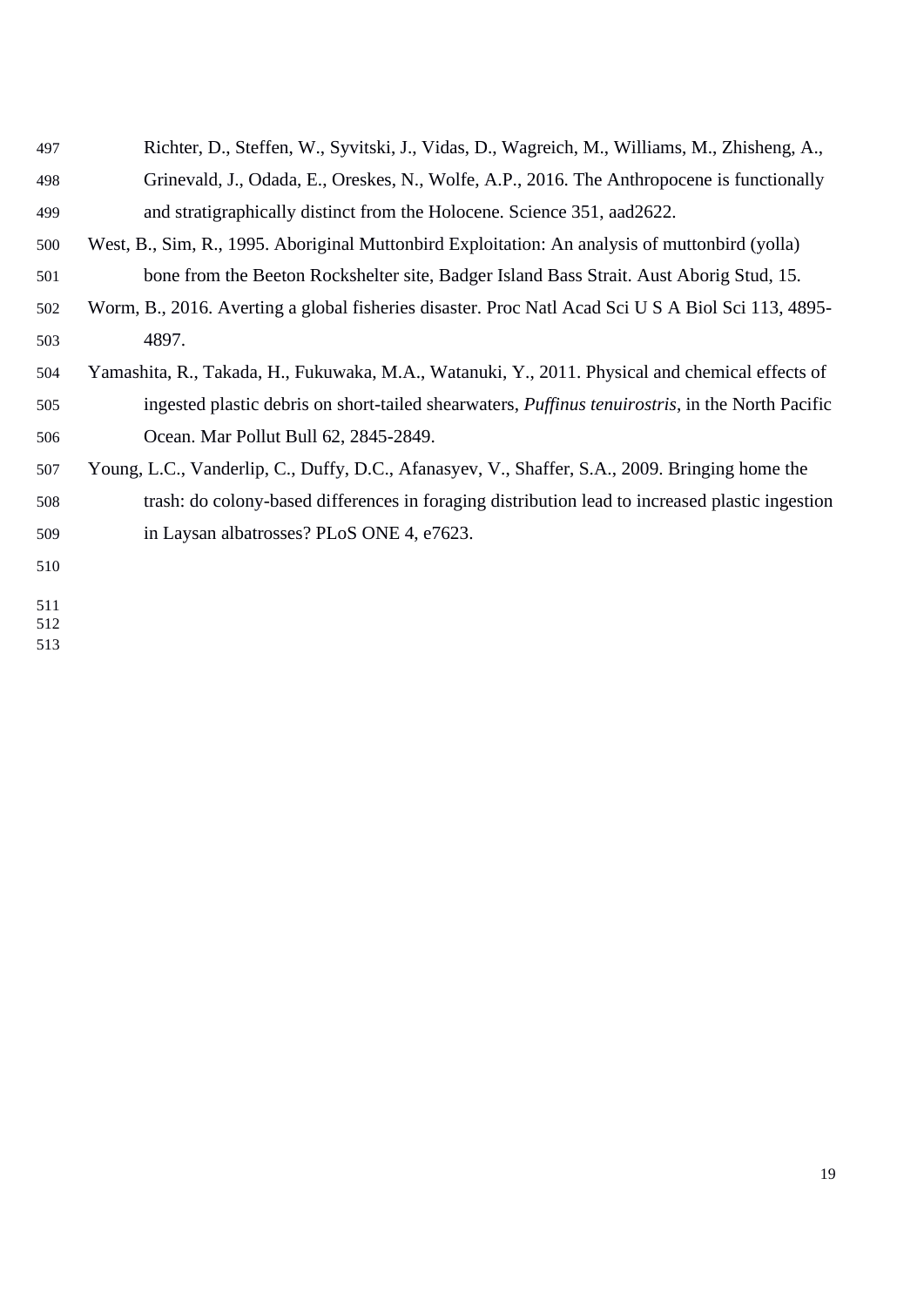Richter, D., Steffen, W., Syvitski, J., Vidas, D., Wagreich, M., Williams, M., Zhisheng, A., Grinevald, J., Odada, E., Oreskes, N., Wolfe, A.P., 2016. The Anthropocene is functionally and stratigraphically distinct from the Holocene. Science 351, aad2622.

West, B., Sim, R., 1995. Aboriginal Muttonbird Exploitation: An analysis of muttonbird (yolla) bone from the Beeton Rockshelter site, Badger Island Bass Strait. Aust Aborig Stud, 15.

Worm, B., 2016. Averting a global fisheries disaster. Proc Natl Acad Sci U S A Biol Sci 113, 4895-4897.

Yamashita, R., Takada, H., Fukuwaka, M.A., Watanuki, Y., 2011. Physical and chemical effects of ingested plastic debris on short-tailed shearwaters, *Puffinus tenuirostris*, in the North Pacific Ocean. Mar Pollut Bull 62, 2845-2849.

Young, L.C., Vanderlip, C., Duffy, D.C., Afanasyev, V., Shaffer, S.A., 2009. Bringing home the trash: do colony-based differences in foraging distribution lead to increased plastic ingestion in Laysan albatrosses? PLoS ONE 4, e7623.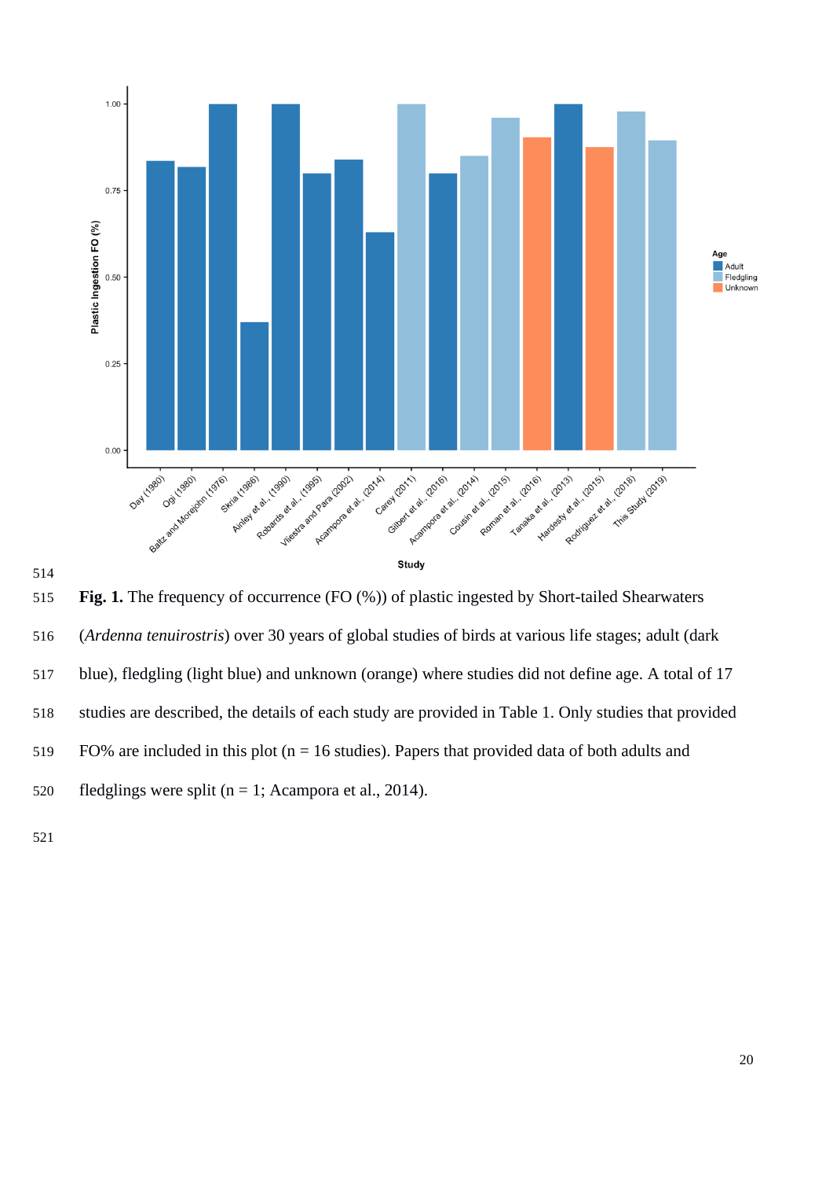**Fig. 1.** The frequency of occurrence (FO (%)) of plastic ingested by Short-tailed Shearwaters (*Ardenna tenuirostris*) over 30 years of global studies of birds at various life stages; adult (dark blue), fledgling (light blue) and unknown (orange) where studies did not define age. A total of 17 studies are described, the details of each study are provided in Table 1. Only studies that provided FO% are included in this plot (n = 16 studies). Papers that provided data of both adults and fledglings were split (n = 1; Acampora et al., 2014).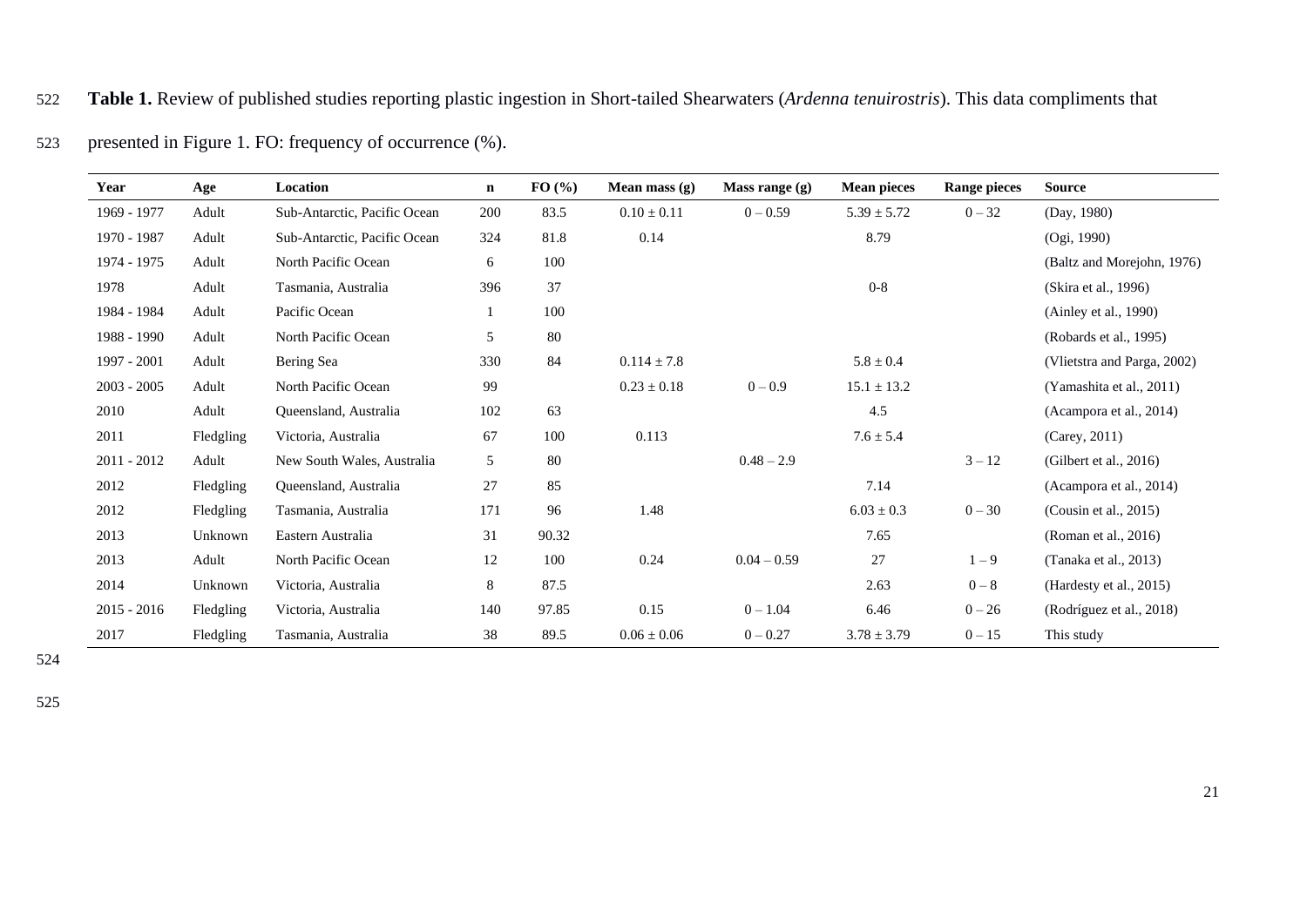**Table 1.** Review of published studies reporting plastic ingestion in Short-tailed Shearwaters (*Ardenna tenuirostris*). This data compliments that presented in Figure 1. FO: frequency of occurrence (%).

| Year | Age | Location | n | FO (%) | Mean mass (g) | Mass range (g) | Mean pieces | Range pieces | Source |
|---|---|---|---|---|---|---|---|---|---|
| 1969 - 1977 | Adult | Sub-Antarctic, Pacific Ocean | 200 | 83.5 | 0.10 ± 0.11 | 0 – 0.59 | 5.39 ± 5.72 | 0 – 32 | (Day, 1980) |
| 1970 - 1987 | Adult | Sub-Antarctic, Pacific Ocean | 324 | 81.8 | 0.14 | | 8.79 | | (Ogi, 1990) |
| 1974 - 1975 | Adult | North Pacific Ocean | 6 | 100 | | | | | (Baltz and Morejohn, 1976) |
| 1978 | Adult | Tasmania, Australia | 396 | 37 | | | 0-8 | | (Skira et al., 1996) |
| 1984 - 1984 | Adult | Pacific Ocean | 1 | 100 | | | | | (Ainley et al., 1990) |
| 1988 - 1990 | Adult | North Pacific Ocean | 5 | 80 | | | | | (Robards et al., 1995) |
| 1997 - 2001 | Adult | Bering Sea | 330 | 84 | 0.114 ± 7.8 | | 5.8 ± 0.4 | | (Vlietstra and Parga, 2002) |
| 2003 - 2005 | Adult | North Pacific Ocean | 99 | | 0.23 ± 0.18 | 0 – 0.9 | 15.1 ± 13.2 | | (Yamashita et al., 2011) |
| 2010 | Adult | Queensland, Australia | 102 | 63 | | | 4.5 | | (Acampora et al., 2014) |
| 2011 | Fledgling | Victoria, Australia | 67 | 100 | 0.113 | | 7.6 ± 5.4 | | (Carey, 2011) |
| 2011 - 2012 | Adult | New South Wales, Australia | 5 | 80 | | 0.48 – 2.9 | | 3 – 12 | (Gilbert et al., 2016) |
| 2012 | Fledgling | Queensland, Australia | 27 | 85 | | | 7.14 | | (Acampora et al., 2014) |
| 2012 | Fledgling | Tasmania, Australia | 171 | 96 | 1.48 | | 6.03 ± 0.3 | 0 – 30 | (Cousin et al., 2015) |
| 2013 | Unknown | Eastern Australia | 31 | 90.32 | | | 7.65 | | (Roman et al., 2016) |
| 2013 | Adult | North Pacific Ocean | 12 | 100 | 0.24 | 0.04 – 0.59 | 27 | 1 – 9 | (Tanaka et al., 2013) |
| 2014 | Unknown | Victoria, Australia | 8 | 87.5 | | | 2.63 | 0 – 8 | (Hardesty et al., 2015) |
| 2015 - 2016 | Fledgling | Victoria, Australia | 140 | 97.85 | 0.15 | 0 – 1.04 | 6.46 | 0 – 26 | (Rodríguez et al., 2018) |
| 2017 | Fledgling | Tasmania, Australia | 38 | 89.5 | 0.06 ± 0.06 | 0 – 0.27 | 3.78 ± 3.79 | 0 – 15 | This study |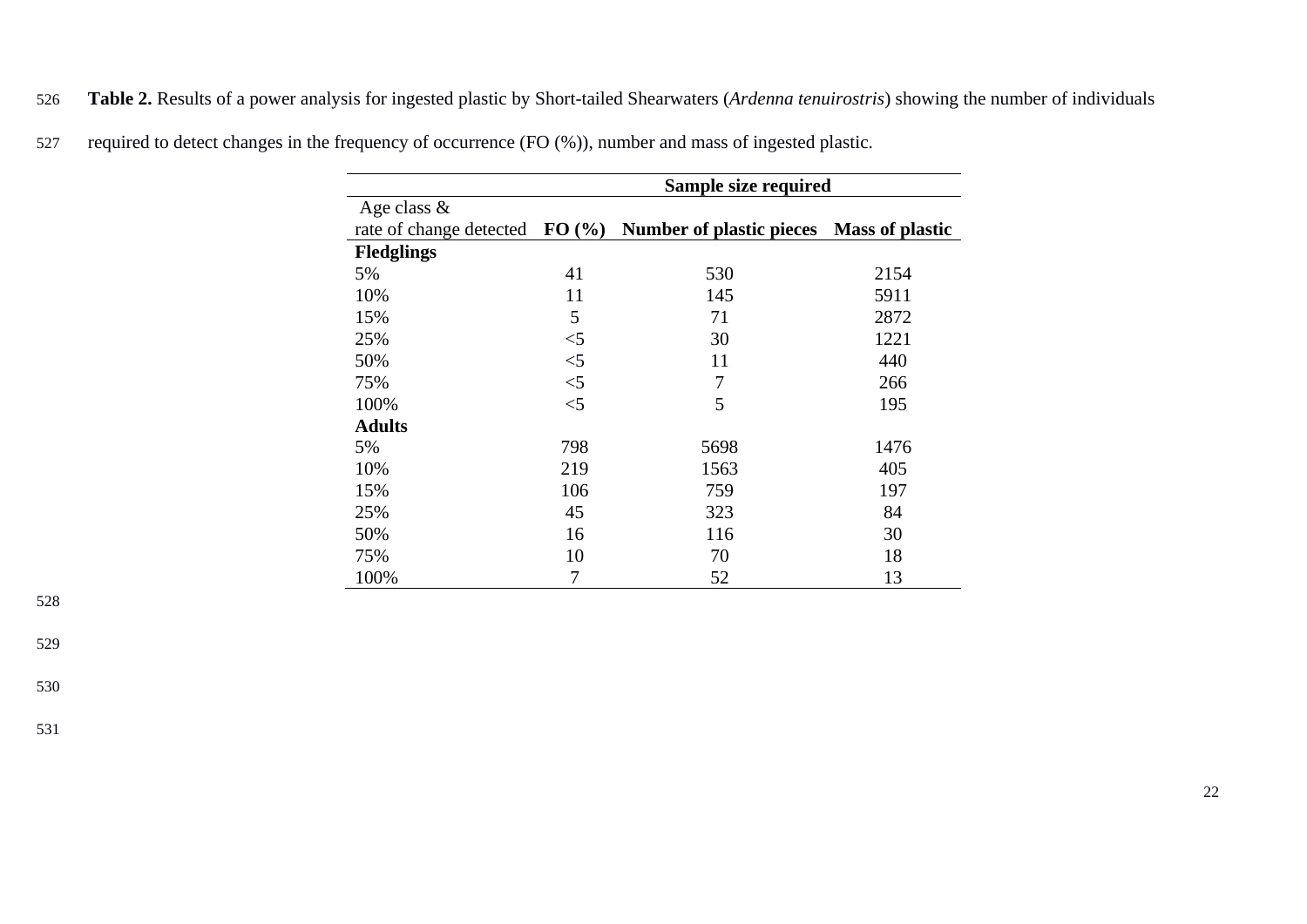**Table 2.** Results of a power analysis for ingested plastic by Short-tailed Shearwaters (*Ardenna tenuirostris*) showing the number of individuals required to detect changes in the frequency of occurrence (FO (%)), number and mass of ingested plastic.

| | Sample size required | | |
|---|---|---|---|
| Age class & rate of change detected | **FO (%)** | **Number of plastic pieces** | **Mass of plastic** |
| **Fledglings** | | | |
| 5% | 41 | 530 | 2154 |
| 10% | 11 | 145 | 5911 |
| 15% | 5 | 71 | 2872 |
| 25% | <5 | 30 | 1221 |
| 50% | <5 | 11 | 440 |
| 75% | <5 | 7 | 266 |
| 100% | <5 | 5 | 195 |
| **Adults** | | | |
| 5% | 798 | 5698 | 1476 |
| 10% | 219 | 1563 | 405 |
| 15% | 106 | 759 | 197 |
| 25% | 45 | 323 | 84 |
| 50% | 16 | 116 | 30 |
| 75% | 10 | 70 | 18 |
| 100% | 7 | 52 | 13 |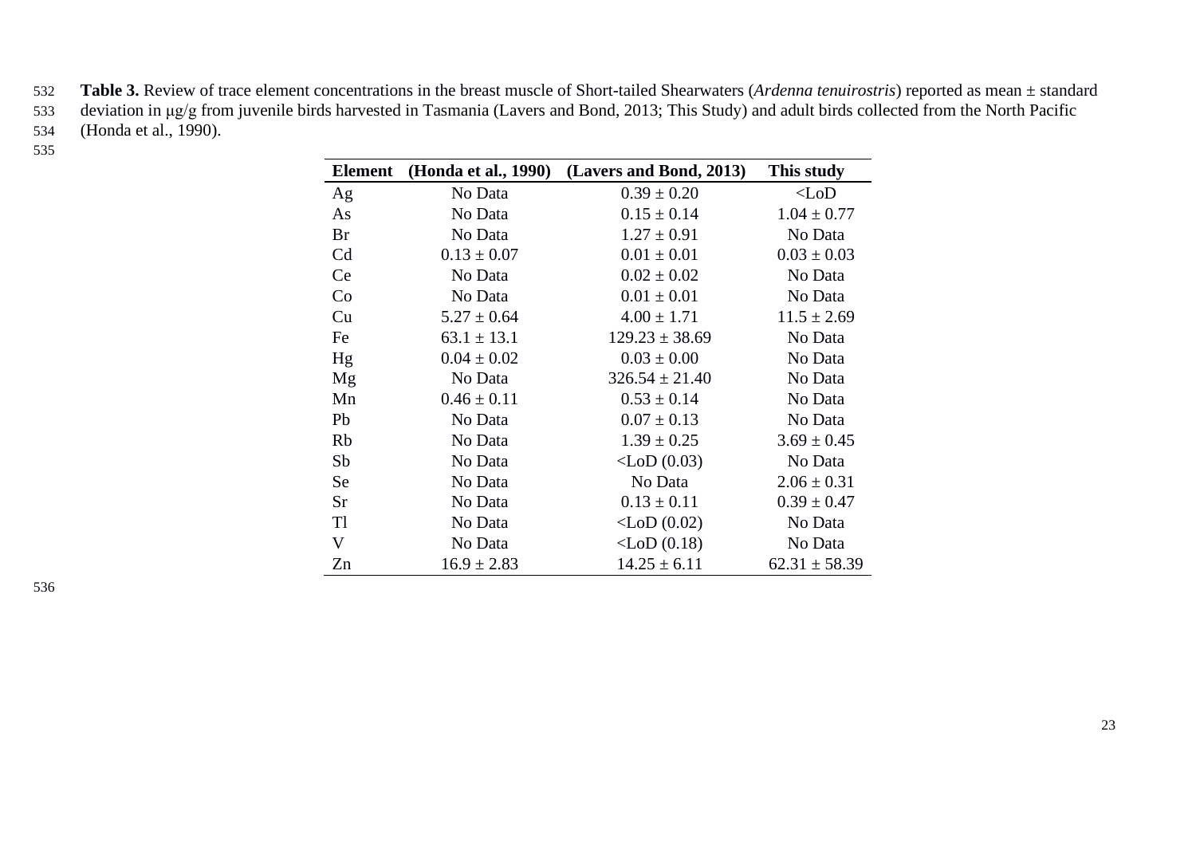**Table 3.** Review of trace element concentrations in the breast muscle of Short-tailed Shearwaters (*Ardenna tenuirostris*) reported as mean ± standard deviation in μg/g from juvenile birds harvested in Tasmania (Lavers and Bond, 2013; This Study) and adult birds collected from the North Pacific (Honda et al., 1990).

| Element | (Honda et al., 1990) | (Lavers and Bond, 2013) | This study |
|---|---|---|---|
| Ag | No Data | 0.39 ± 0.20 | <LoD |
| As | No Data | 0.15 ± 0.14 | 1.04 ± 0.77 |
| Br | No Data | 1.27 ± 0.91 | No Data |
| Cd | 0.13 ± 0.07 | 0.01 ± 0.01 | 0.03 ± 0.03 |
| Ce | No Data | 0.02 ± 0.02 | No Data |
| Co | No Data | 0.01 ± 0.01 | No Data |
| Cu | 5.27 ± 0.64 | 4.00 ± 1.71 | 11.5 ± 2.69 |
| Fe | 63.1 ± 13.1 | 129.23 ± 38.69 | No Data |
| Hg | 0.04 ± 0.02 | 0.03 ± 0.00 | No Data |
| Mg | No Data | 326.54 ± 21.40 | No Data |
| Mn | 0.46 ± 0.11 | 0.53 ± 0.14 | No Data |
| Pb | No Data | 0.07 ± 0.13 | No Data |
| Rb | No Data | 1.39 ± 0.25 | 3.69 ± 0.45 |
| Sb | No Data | <LoD (0.03) | No Data |
| Se | No Data | No Data | 2.06 ± 0.31 |
| Sr | No Data | 0.13 ± 0.11 | 0.39 ± 0.47 |
| Tl | No Data | <LoD (0.02) | No Data |
| V | No Data | <LoD (0.18) | No Data |
| Zn | 16.9 ± 2.83 | 14.25 ± 6.11 | 62.31 ± 58.39 |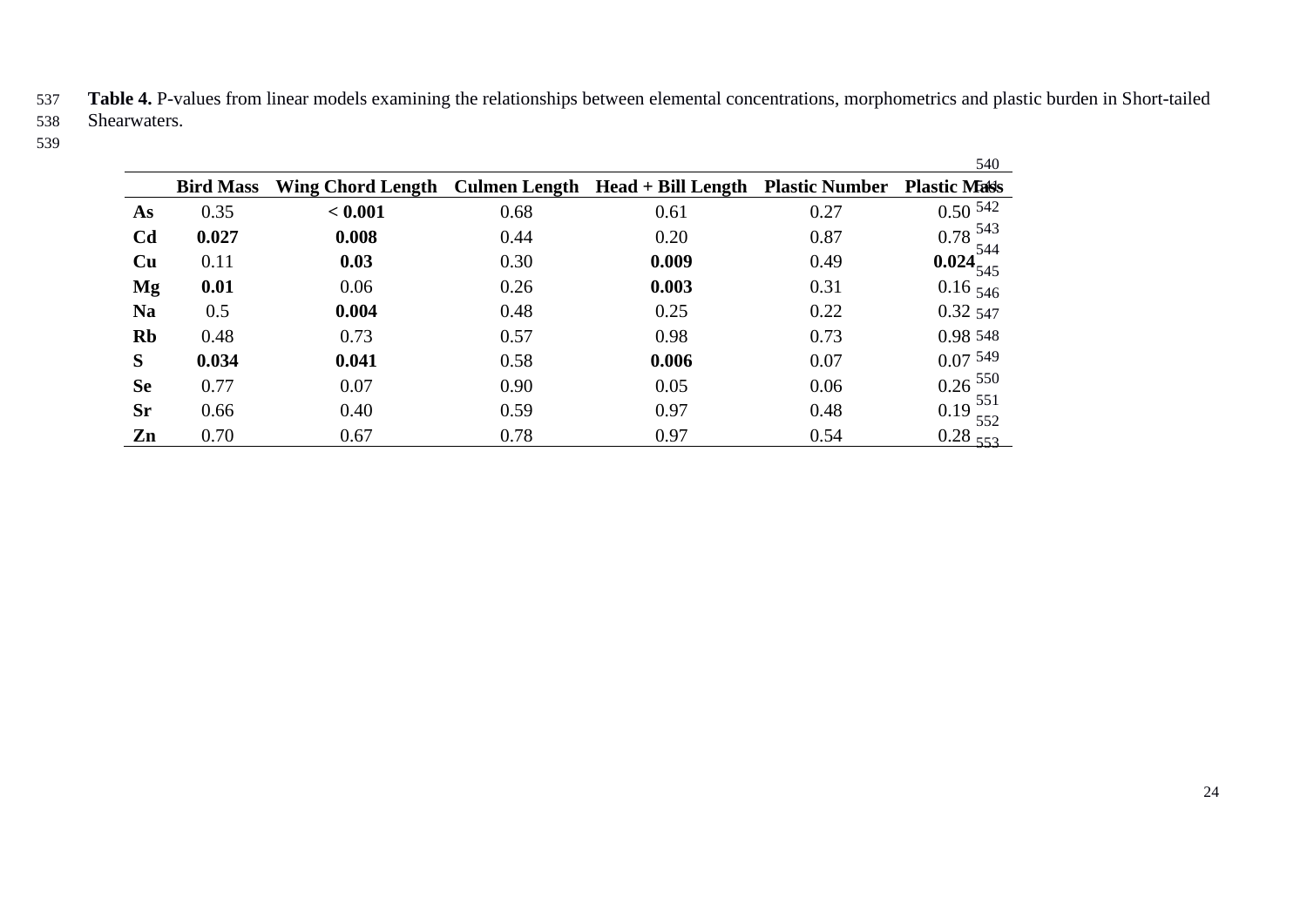**Table 4.** P-values from linear models examining the relationships between elemental concentrations, morphometrics and plastic burden in Short-tailed Shearwaters.

| | Bird Mass | Wing Chord Length | Culmen Length | Head + Bill Length | Plastic Number | Plastic Mass |
|---|---|---|---|---|---|---|
| **As** | 0.35 | **< 0.001** | 0.68 | 0.61 | 0.27 | 0.50 |
| **Cd** | **0.027** | **0.008** | 0.44 | 0.20 | 0.87 | 0.78 |
| **Cu** | 0.11 | **0.03** | 0.30 | **0.009** | 0.49 | **0.024** |
| **Mg** | **0.01** | 0.06 | 0.26 | **0.003** | 0.31 | 0.16 |
| **Na** | 0.5 | **0.004** | 0.48 | 0.25 | 0.22 | 0.32 |
| **Rb** | 0.48 | 0.73 | 0.57 | 0.98 | 0.73 | 0.98 |
| **S** | **0.034** | **0.041** | 0.58 | **0.006** | 0.07 | 0.07 |
| **Se** | 0.77 | 0.07 | 0.90 | 0.05 | 0.06 | 0.26 |
| **Sr** | 0.66 | 0.40 | 0.59 | 0.97 | 0.48 | 0.19 |
| **Zn** | 0.70 | 0.67 | 0.78 | 0.97 | 0.54 | 0.28 |